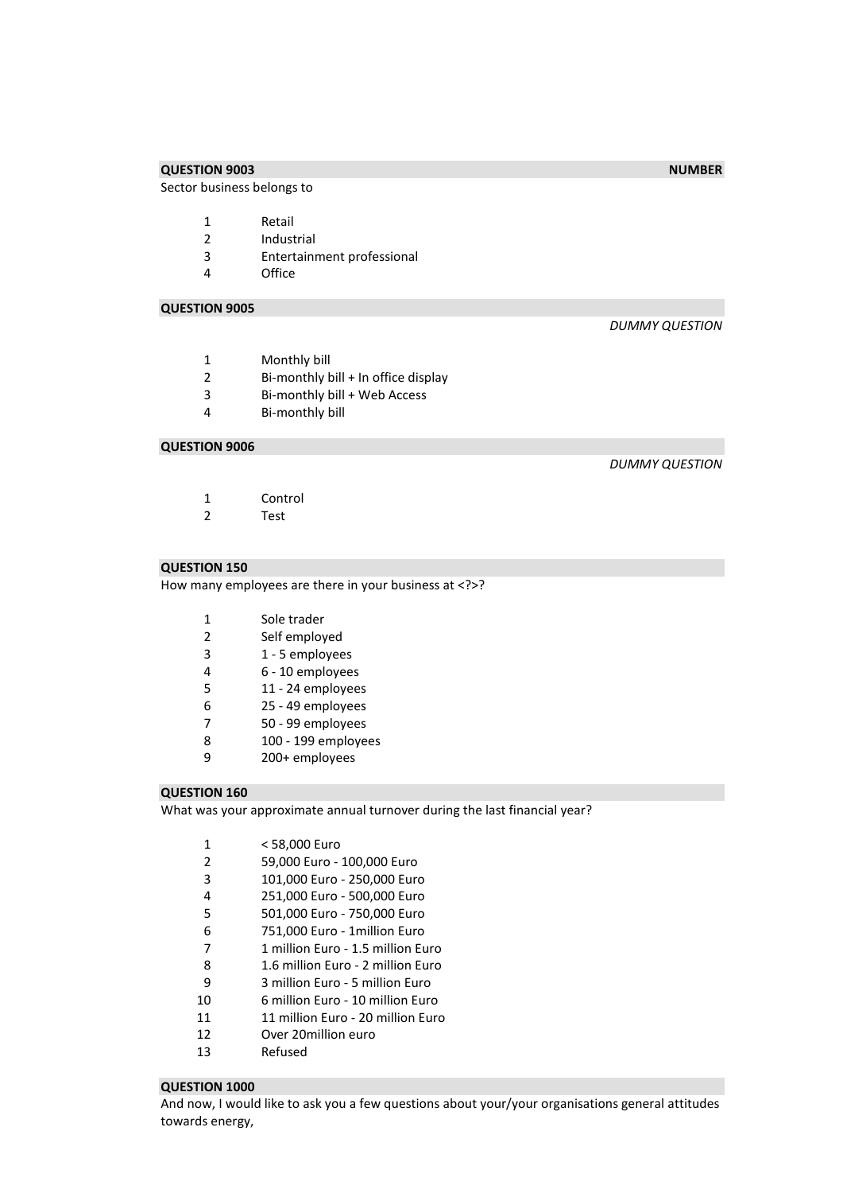**QUESTION 9003** **NUMBER**

Sector business belongs to

| | |
|---|---|
| 1 | Retail |
| 2 | Industrial |
| 3 | Entertainment professional |
| 4 | Office |

**QUESTION 9005**

*DUMMY QUESTION*

| | |
|---|---|
| 1 | Monthly bill |
| 2 | Bi-monthly bill + In office display |
| 3 | Bi-monthly bill + Web Access |
| 4 | Bi-monthly bill |

**QUESTION 9006**

*DUMMY QUESTION*

| | |
|---|---|
| 1 | Control |
| 2 | Test |

**QUESTION 150**

How many employees are there in your business at <?>?

| | |
|---|---|
| 1 | Sole trader |
| 2 | Self employed |
| 3 | 1 - 5 employees |
| 4 | 6 - 10 employees |
| 5 | 11 - 24 employees |
| 6 | 25 - 49 employees |
| 7 | 50 - 99 employees |
| 8 | 100 - 199 employees |
| 9 | 200+ employees |

**QUESTION 160**

What was your approximate annual turnover during the last financial year?

| | |
|---|---|
| 1 | < 58,000 Euro |
| 2 | 59,000 Euro - 100,000 Euro |
| 3 | 101,000 Euro - 250,000 Euro |
| 4 | 251,000 Euro - 500,000 Euro |
| 5 | 501,000 Euro - 750,000 Euro |
| 6 | 751,000 Euro - 1million Euro |
| 7 | 1 million Euro - 1.5 million Euro |
| 8 | 1.6 million Euro - 2 million Euro |
| 9 | 3 million Euro - 5 million Euro |
| 10 | 6 million Euro - 10 million Euro |
| 11 | 11 million Euro - 20 million Euro |
| 12 | Over 20million euro |
| 13 | Refused |

**QUESTION 1000**

And now, I would like to ask you a few questions about your/your organisations general attitudes towards energy,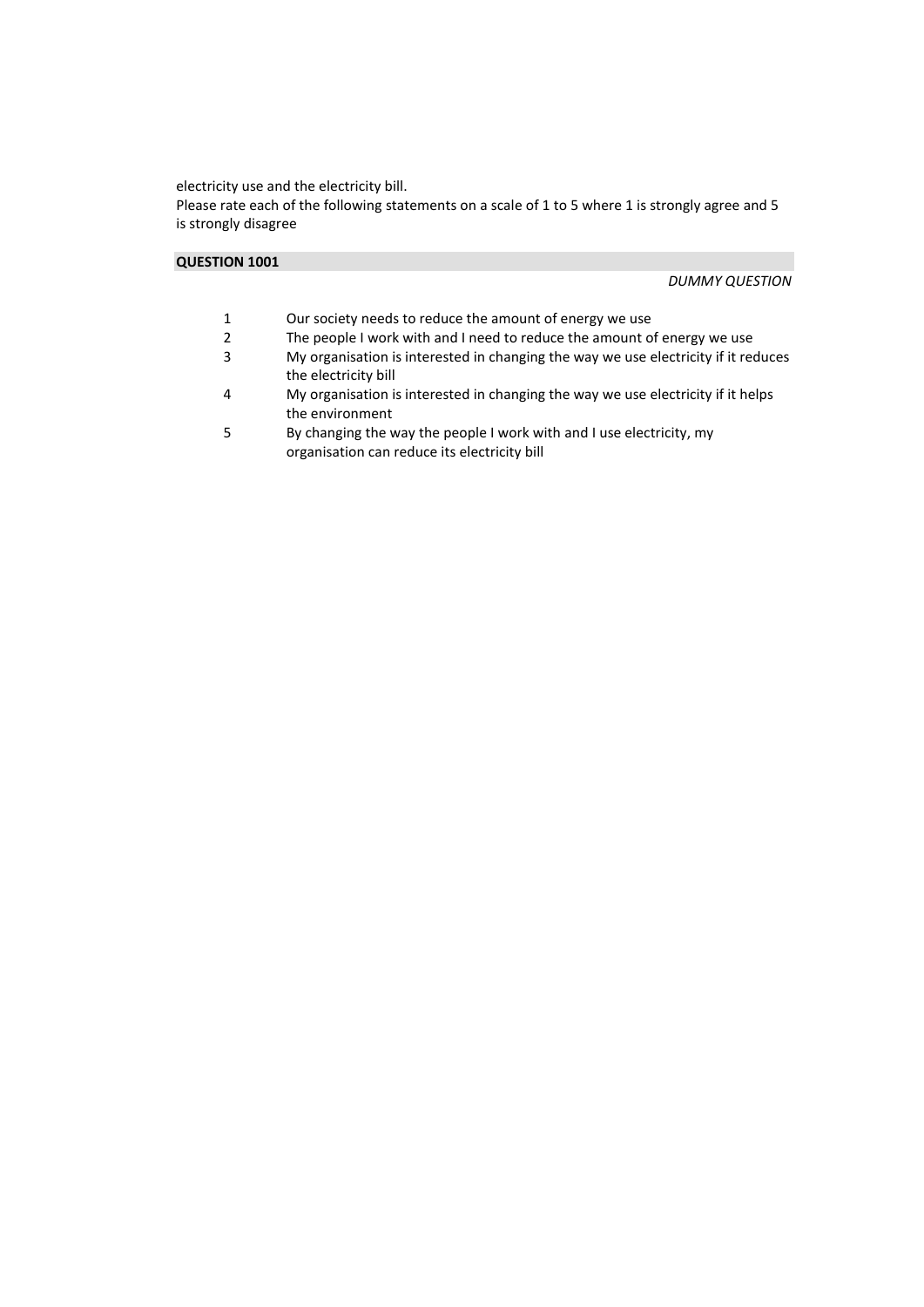electricity use and the electricity bill.
Please rate each of the following statements on a scale of 1 to 5 where 1 is strongly agree and 5 is strongly disagree

**QUESTION 1001**

*DUMMY QUESTION*

1. Our society needs to reduce the amount of energy we use
2. The people I work with and I need to reduce the amount of energy we use
3. My organisation is interested in changing the way we use electricity if it reduces the electricity bill
4. My organisation is interested in changing the way we use electricity if it helps the environment
5. By changing the way the people I work with and I use electricity, my organisation can reduce its electricity bill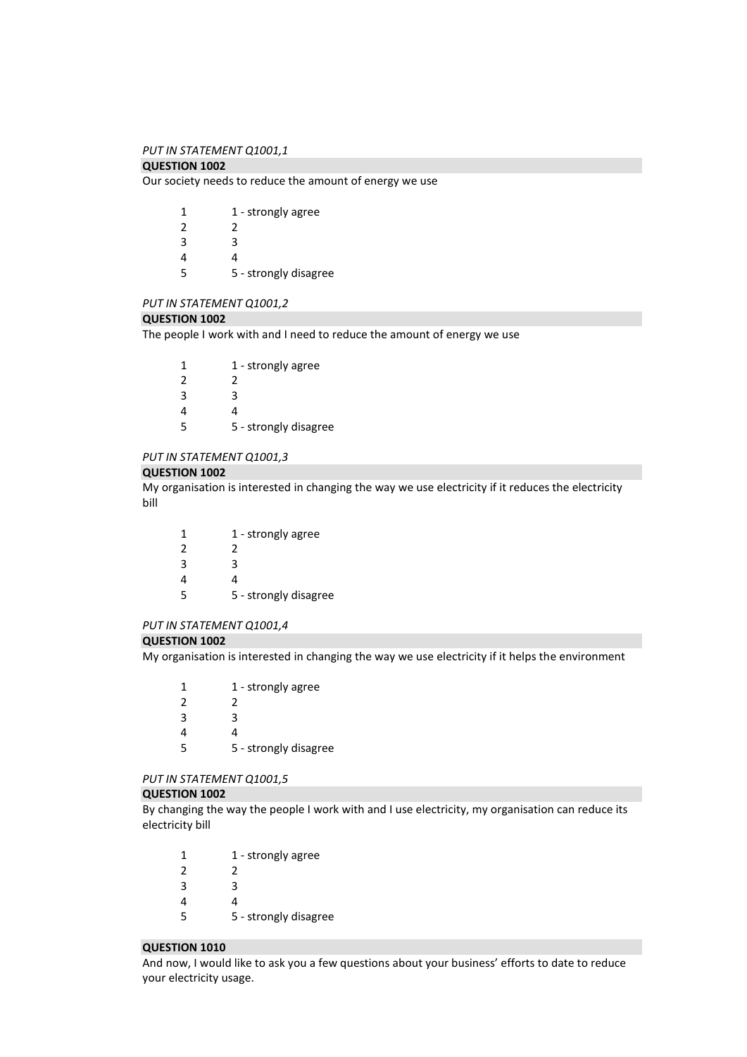*PUT IN STATEMENT Q1001,1*

**QUESTION 1002**

Our society needs to reduce the amount of energy we use

| | |
|---|---|
| 1 | 1 - strongly agree |
| 2 | 2 |
| 3 | 3 |
| 4 | 4 |
| 5 | 5 - strongly disagree |

*PUT IN STATEMENT Q1001,2*

**QUESTION 1002**

The people I work with and I need to reduce the amount of energy we use

| | |
|---|---|
| 1 | 1 - strongly agree |
| 2 | 2 |
| 3 | 3 |
| 4 | 4 |
| 5 | 5 - strongly disagree |

*PUT IN STATEMENT Q1001,3*

**QUESTION 1002**

My organisation is interested in changing the way we use electricity if it reduces the electricity bill

| | |
|---|---|
| 1 | 1 - strongly agree |
| 2 | 2 |
| 3 | 3 |
| 4 | 4 |
| 5 | 5 - strongly disagree |

*PUT IN STATEMENT Q1001,4*

**QUESTION 1002**

My organisation is interested in changing the way we use electricity if it helps the environment

| | |
|---|---|
| 1 | 1 - strongly agree |
| 2 | 2 |
| 3 | 3 |
| 4 | 4 |
| 5 | 5 - strongly disagree |

*PUT IN STATEMENT Q1001,5*

**QUESTION 1002**

By changing the way the people I work with and I use electricity, my organisation can reduce its electricity bill

| | |
|---|---|
| 1 | 1 - strongly agree |
| 2 | 2 |
| 3 | 3 |
| 4 | 4 |
| 5 | 5 - strongly disagree |

**QUESTION 1010**

And now, I would like to ask you a few questions about your business' efforts to date to reduce your electricity usage.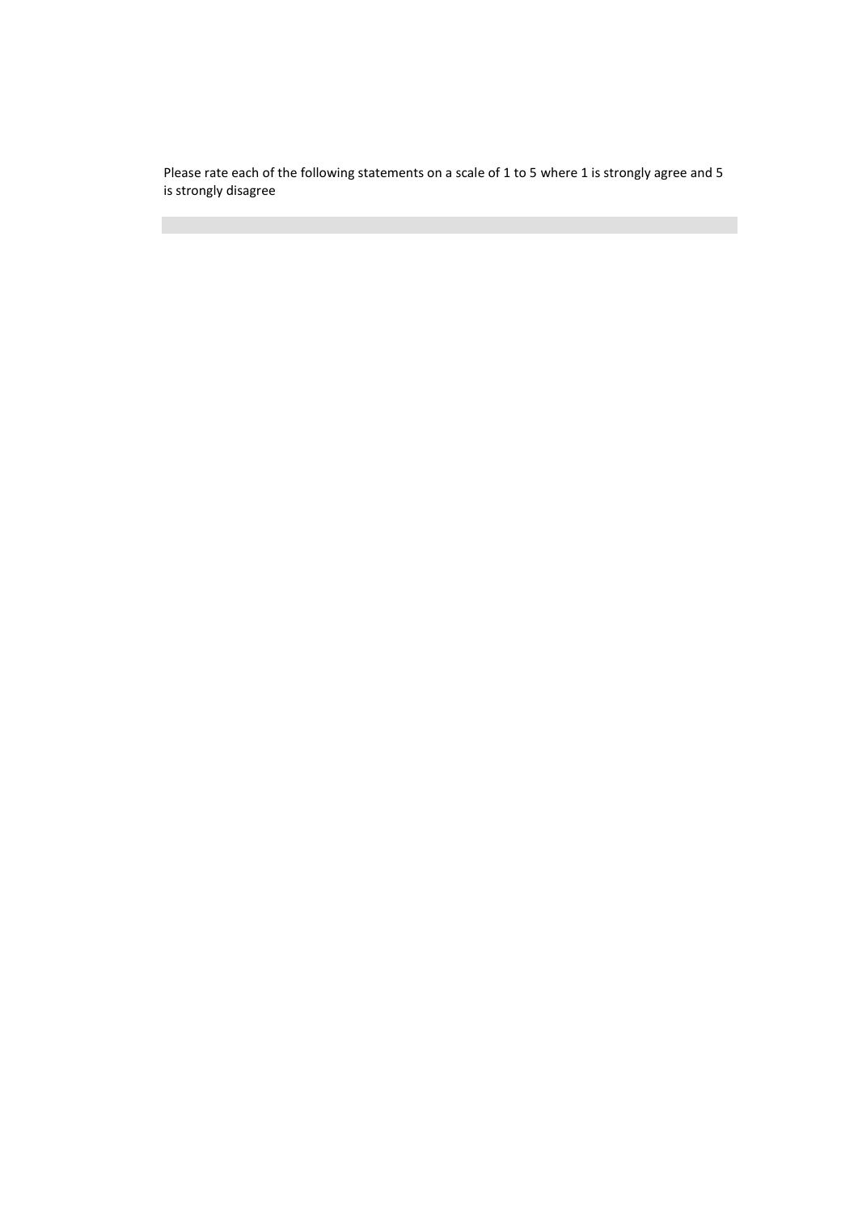Please rate each of the following statements on a scale of 1 to 5 where 1 is strongly agree and 5 is strongly disagree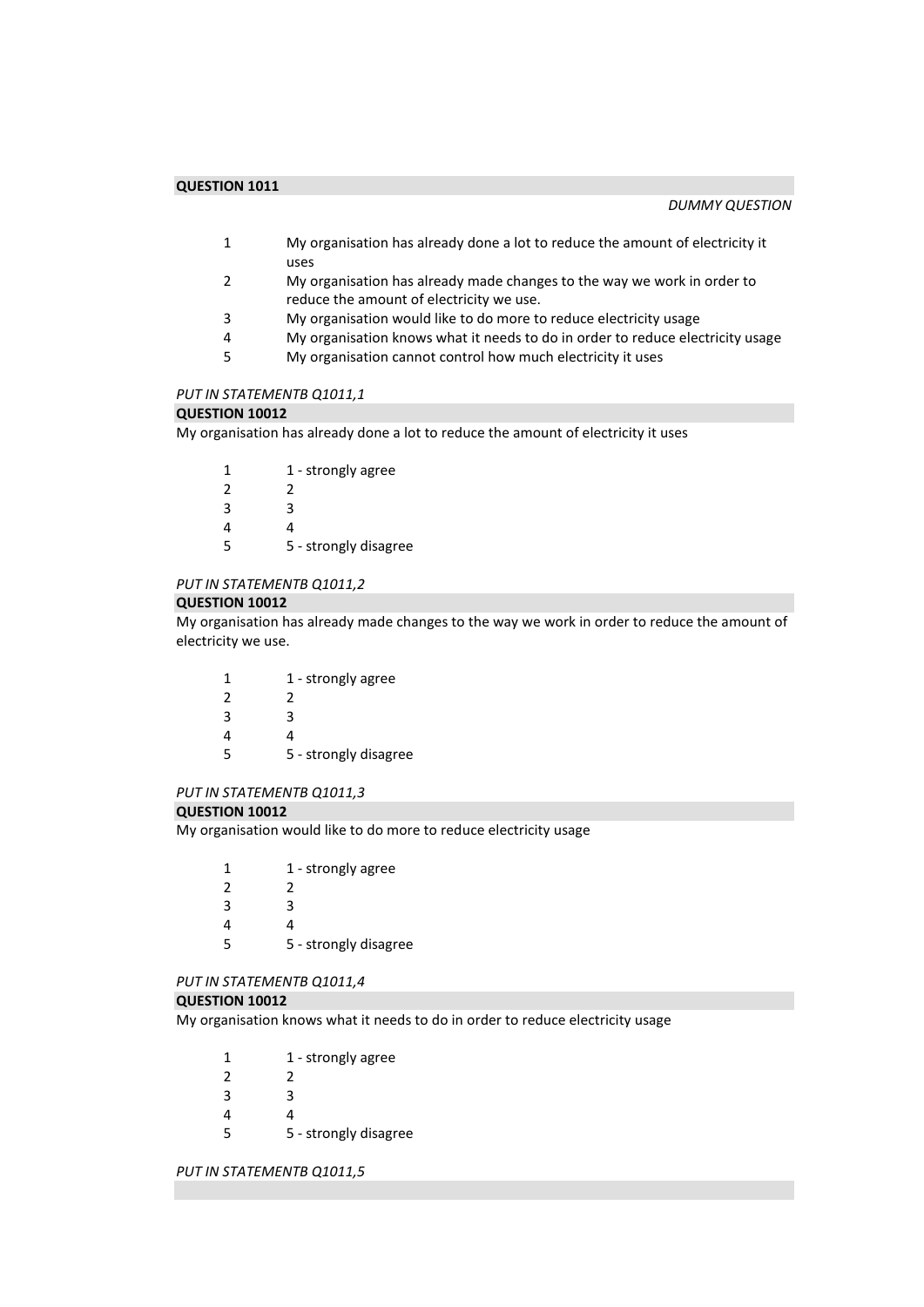**QUESTION 1011**

*DUMMY QUESTION*

| | |
|---|---|
| 1 | My organisation has already done a lot to reduce the amount of electricity it uses |
| 2 | My organisation has already made changes to the way we work in order to reduce the amount of electricity we use. |
| 3 | My organisation would like to do more to reduce electricity usage |
| 4 | My organisation knows what it needs to do in order to reduce electricity usage |
| 5 | My organisation cannot control how much electricity it uses |

*PUT IN STATEMENTB Q1011,1*

**QUESTION 10012**

My organisation has already done a lot to reduce the amount of electricity it uses

| | |
|---|---|
| 1 | 1 - strongly agree |
| 2 | 2 |
| 3 | 3 |
| 4 | 4 |
| 5 | 5 - strongly disagree |

*PUT IN STATEMENTB Q1011,2*

**QUESTION 10012**

My organisation has already made changes to the way we work in order to reduce the amount of electricity we use.

| | |
|---|---|
| 1 | 1 - strongly agree |
| 2 | 2 |
| 3 | 3 |
| 4 | 4 |
| 5 | 5 - strongly disagree |

*PUT IN STATEMENTB Q1011,3*

**QUESTION 10012**

My organisation would like to do more to reduce electricity usage

| | |
|---|---|
| 1 | 1 - strongly agree |
| 2 | 2 |
| 3 | 3 |
| 4 | 4 |
| 5 | 5 - strongly disagree |

*PUT IN STATEMENTB Q1011,4*

**QUESTION 10012**

My organisation knows what it needs to do in order to reduce electricity usage

| | |
|---|---|
| 1 | 1 - strongly agree |
| 2 | 2 |
| 3 | 3 |
| 4 | 4 |
| 5 | 5 - strongly disagree |

*PUT IN STATEMENTB Q1011,5*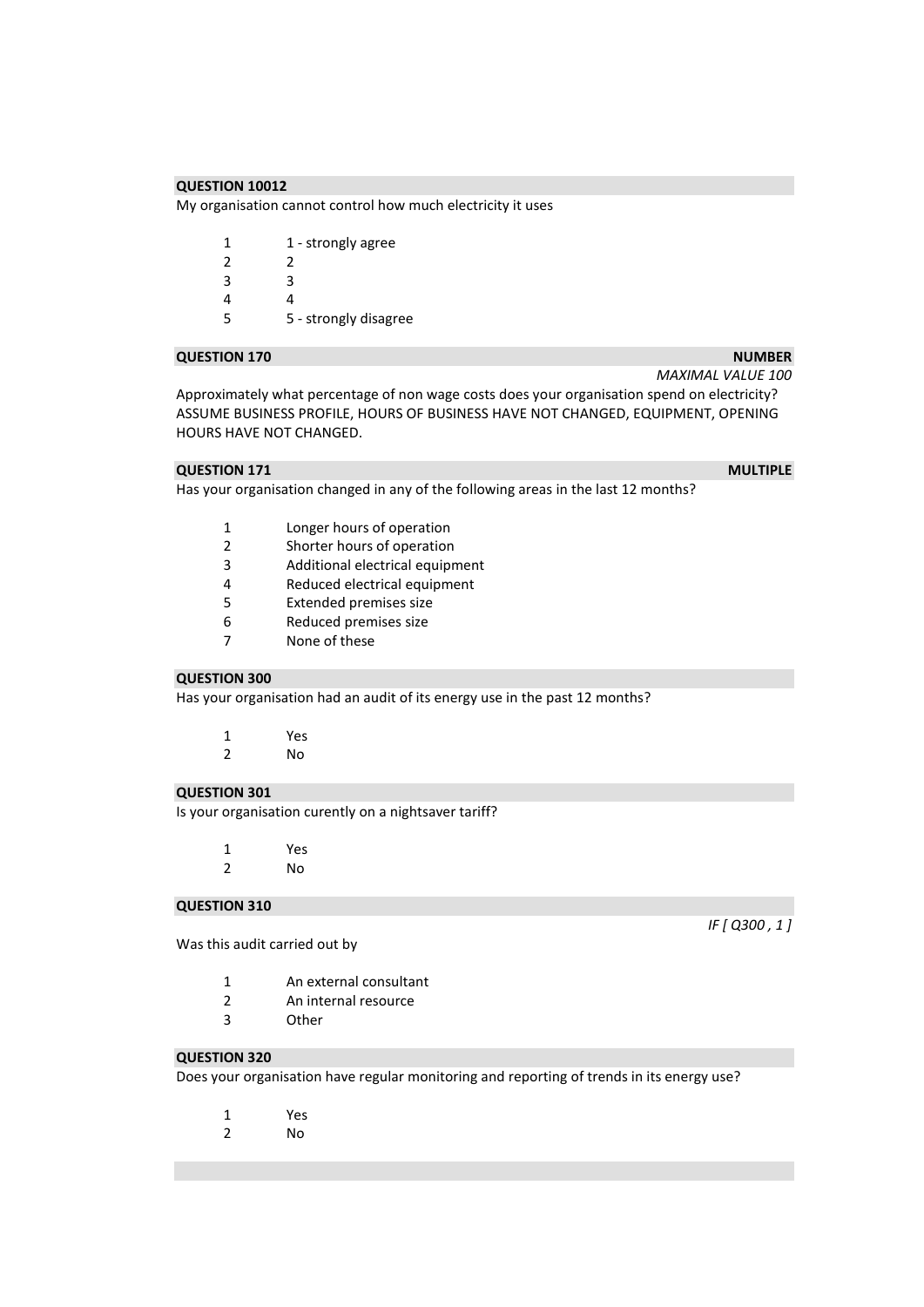**QUESTION 10012**

My organisation cannot control how much electricity it uses

1 1 - strongly agree
2 2
3 3
4 4
5 5 - strongly disagree

**QUESTION 170** **NUMBER**

*MAXIMAL VALUE 100*

Approximately what percentage of non wage costs does your organisation spend on electricity? ASSUME BUSINESS PROFILE, HOURS OF BUSINESS HAVE NOT CHANGED, EQUIPMENT, OPENING HOURS HAVE NOT CHANGED.

**QUESTION 171** **MULTIPLE**

Has your organisation changed in any of the following areas in the last 12 months?

1 Longer hours of operation
2 Shorter hours of operation
3 Additional electrical equipment
4 Reduced electrical equipment
5 Extended premises size
6 Reduced premises size
7 None of these

**QUESTION 300**

Has your organisation had an audit of its energy use in the past 12 months?

1 Yes
2 No

**QUESTION 301**

Is your organisation curently on a nightsaver tariff?

1 Yes
2 No

**QUESTION 310**

*IF [ Q300 , 1 ]*

Was this audit carried out by

1 An external consultant
2 An internal resource
3 Other

**QUESTION 320**

Does your organisation have regular monitoring and reporting of trends in its energy use?

1 Yes
2 No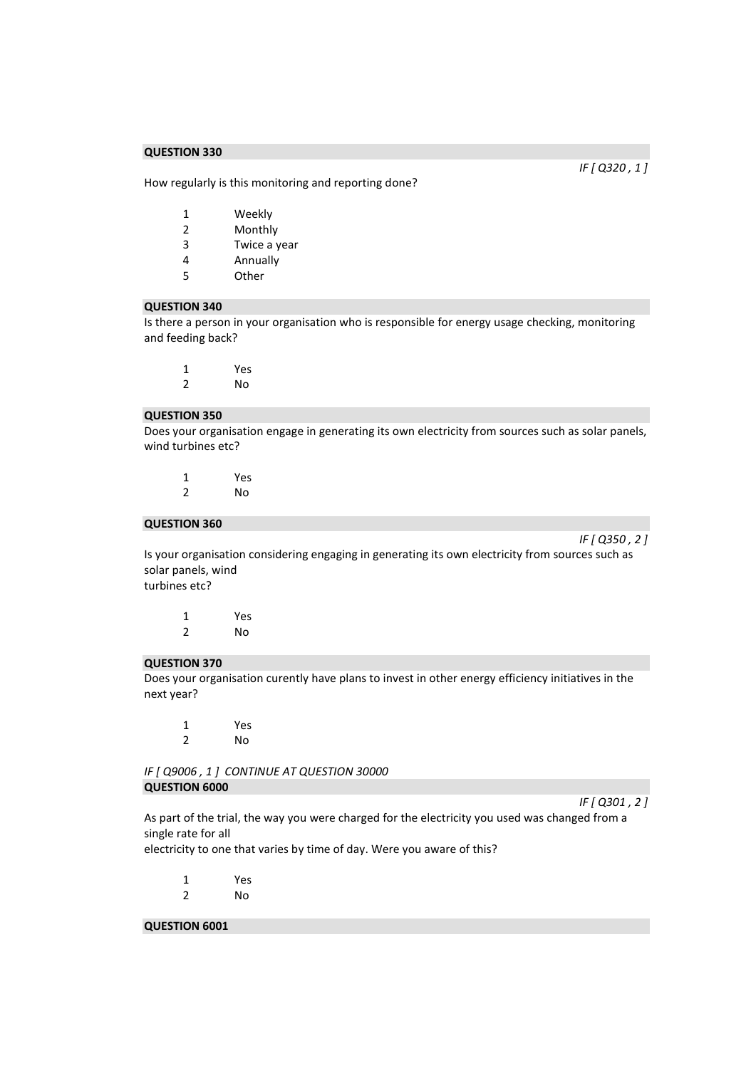**QUESTION 330**

*IF [ Q320 , 1 ]*

How regularly is this monitoring and reporting done?

1 Weekly
2 Monthly
3 Twice a year
4 Annually
5 Other

**QUESTION 340**

Is there a person in your organisation who is responsible for energy usage checking, monitoring and feeding back?

1 Yes
2 No

**QUESTION 350**

Does your organisation engage in generating its own electricity from sources such as solar panels, wind turbines etc?

1 Yes
2 No

**QUESTION 360**

*IF [ Q350 , 2 ]*

Is your organisation considering engaging in generating its own electricity from sources such as solar panels, wind
turbines etc?

1 Yes
2 No

**QUESTION 370**

Does your organisation curently have plans to invest in other energy efficiency initiatives in the next year?

1 Yes
2 No

*IF [ Q9006 , 1 ] CONTINUE AT QUESTION 30000*

**QUESTION 6000**

*IF [ Q301 , 2 ]*

As part of the trial, the way you were charged for the electricity you used was changed from a single rate for all
electricity to one that varies by time of day. Were you aware of this?

1 Yes
2 No

**QUESTION 6001**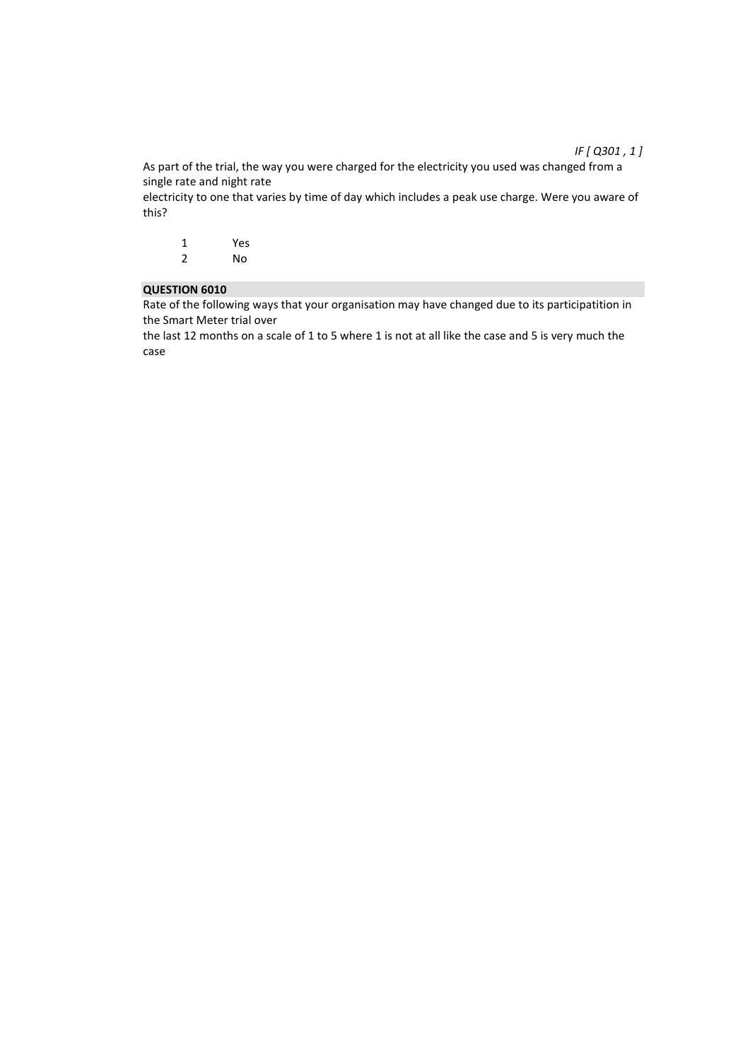*IF [ Q301 , 1 ]*

As part of the trial, the way you were charged for the electricity you used was changed from a single rate and night rate
electricity to one that varies by time of day which includes a peak use charge. Were you aware of this?

1 Yes
2 No

**QUESTION 6010**

Rate of the following ways that your organisation may have changed due to its participatition in the Smart Meter trial over
the last 12 months on a scale of 1 to 5 where 1 is not at all like the case and 5 is very much the case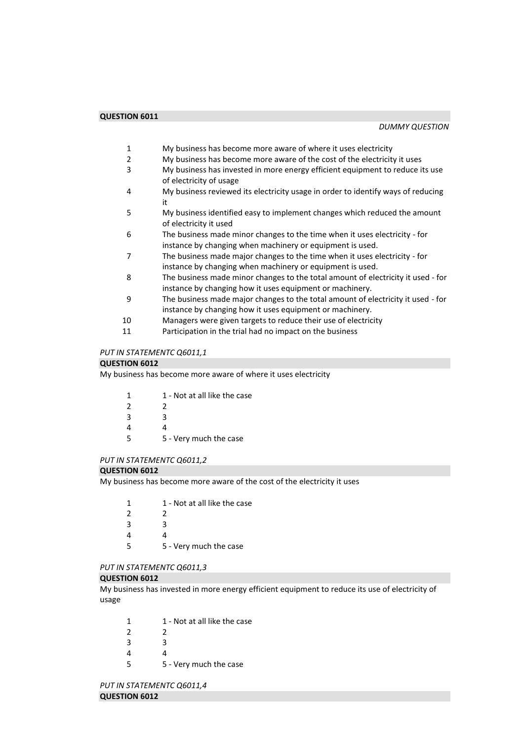**QUESTION 6011**

*DUMMY QUESTION*

| | |
|---|---|
| 1 | My business has become more aware of where it uses electricity |
| 2 | My business has become more aware of the cost of the electricity it uses |
| 3 | My business has invested in more energy efficient equipment to reduce its use of electricity of usage |
| 4 | My business reviewed its electricity usage in order to identify ways of reducing it |
| 5 | My business identified easy to implement changes which reduced the amount of electricity it used |
| 6 | The business made minor changes to the time when it uses electricity - for instance by changing when machinery or equipment is used. |
| 7 | The business made major changes to the time when it uses electricity - for instance by changing when machinery or equipment is used. |
| 8 | The business made minor changes to the total amount of electricity it used - for instance by changing how it uses equipment or machinery. |
| 9 | The business made major changes to the total amount of electricity it used - for instance by changing how it uses equipment or machinery. |
| 10 | Managers were given targets to reduce their use of electricity |
| 11 | Participation in the trial had no impact on the business |

*PUT IN STATEMENTC Q6011,1*

**QUESTION 6012**

My business has become more aware of where it uses electricity

| | |
|---|---|
| 1 | 1 - Not at all like the case |
| 2 | 2 |
| 3 | 3 |
| 4 | 4 |
| 5 | 5 - Very much the case |

*PUT IN STATEMENTC Q6011,2*

**QUESTION 6012**

My business has become more aware of the cost of the electricity it uses

| | |
|---|---|
| 1 | 1 - Not at all like the case |
| 2 | 2 |
| 3 | 3 |
| 4 | 4 |
| 5 | 5 - Very much the case |

*PUT IN STATEMENTC Q6011,3*

**QUESTION 6012**

My business has invested in more energy efficient equipment to reduce its use of electricity of usage

| | |
|---|---|
| 1 | 1 - Not at all like the case |
| 2 | 2 |
| 3 | 3 |
| 4 | 4 |
| 5 | 5 - Very much the case |

*PUT IN STATEMENTC Q6011,4*

**QUESTION 6012**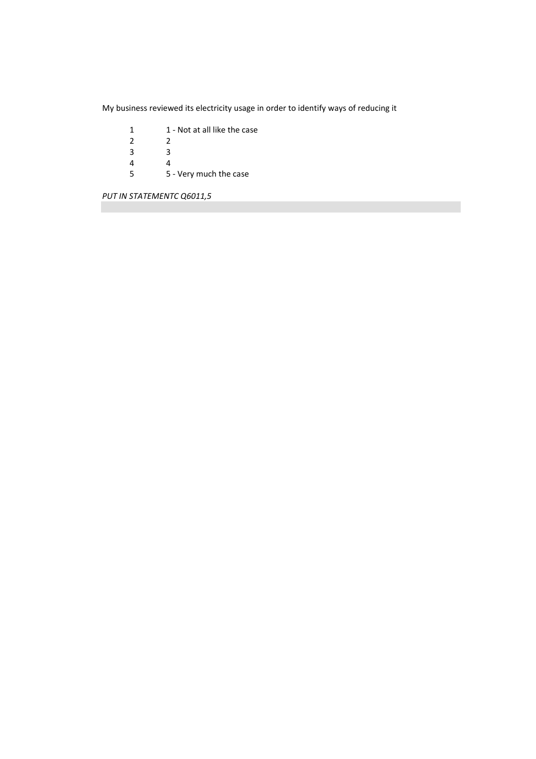My business reviewed its electricity usage in order to identify ways of reducing it

| | |
|---|---|
| 1 | 1 - Not at all like the case |
| 2 | 2 |
| 3 | 3 |
| 4 | 4 |
| 5 | 5 - Very much the case |

*PUT IN STATEMENTC Q6011,5*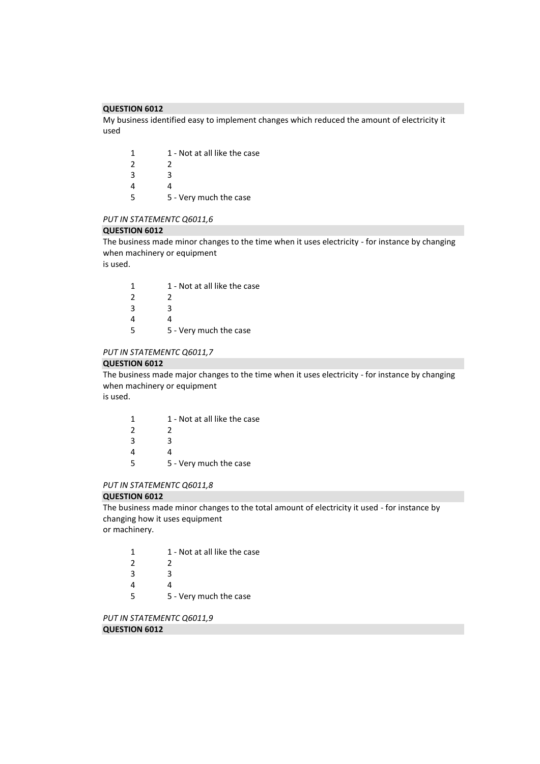**QUESTION 6012**

My business identified easy to implement changes which reduced the amount of electricity it used

| | |
|---|---|
| 1 | 1 - Not at all like the case |
| 2 | 2 |
| 3 | 3 |
| 4 | 4 |
| 5 | 5 - Very much the case |

*PUT IN STATEMENTC Q6011,6*

**QUESTION 6012**

The business made minor changes to the time when it uses electricity - for instance by changing when machinery or equipment
is used.

| | |
|---|---|
| 1 | 1 - Not at all like the case |
| 2 | 2 |
| 3 | 3 |
| 4 | 4 |
| 5 | 5 - Very much the case |

*PUT IN STATEMENTC Q6011,7*

**QUESTION 6012**

The business made major changes to the time when it uses electricity - for instance by changing when machinery or equipment
is used.

| | |
|---|---|
| 1 | 1 - Not at all like the case |
| 2 | 2 |
| 3 | 3 |
| 4 | 4 |
| 5 | 5 - Very much the case |

*PUT IN STATEMENTC Q6011,8*

**QUESTION 6012**

The business made minor changes to the total amount of electricity it used - for instance by changing how it uses equipment
or machinery.

| | |
|---|---|
| 1 | 1 - Not at all like the case |
| 2 | 2 |
| 3 | 3 |
| 4 | 4 |
| 5 | 5 - Very much the case |

*PUT IN STATEMENTC Q6011,9*

**QUESTION 6012**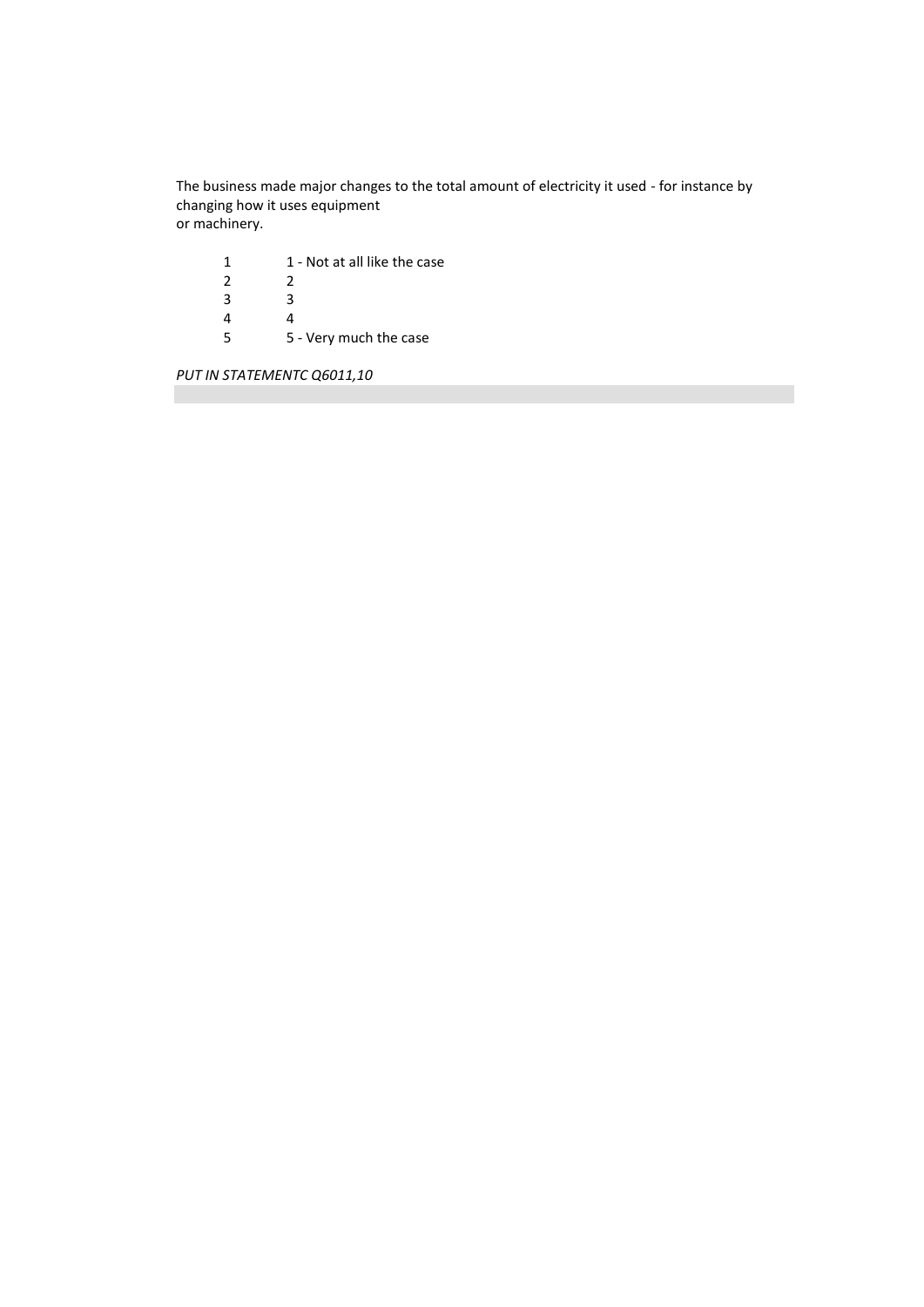The business made major changes to the total amount of electricity it used - for instance by changing how it uses equipment
or machinery.

| | |
|---|---|
| 1 | 1 - Not at all like the case |
| 2 | 2 |
| 3 | 3 |
| 4 | 4 |
| 5 | 5 - Very much the case |

*PUT IN STATEMENTC Q6011,10*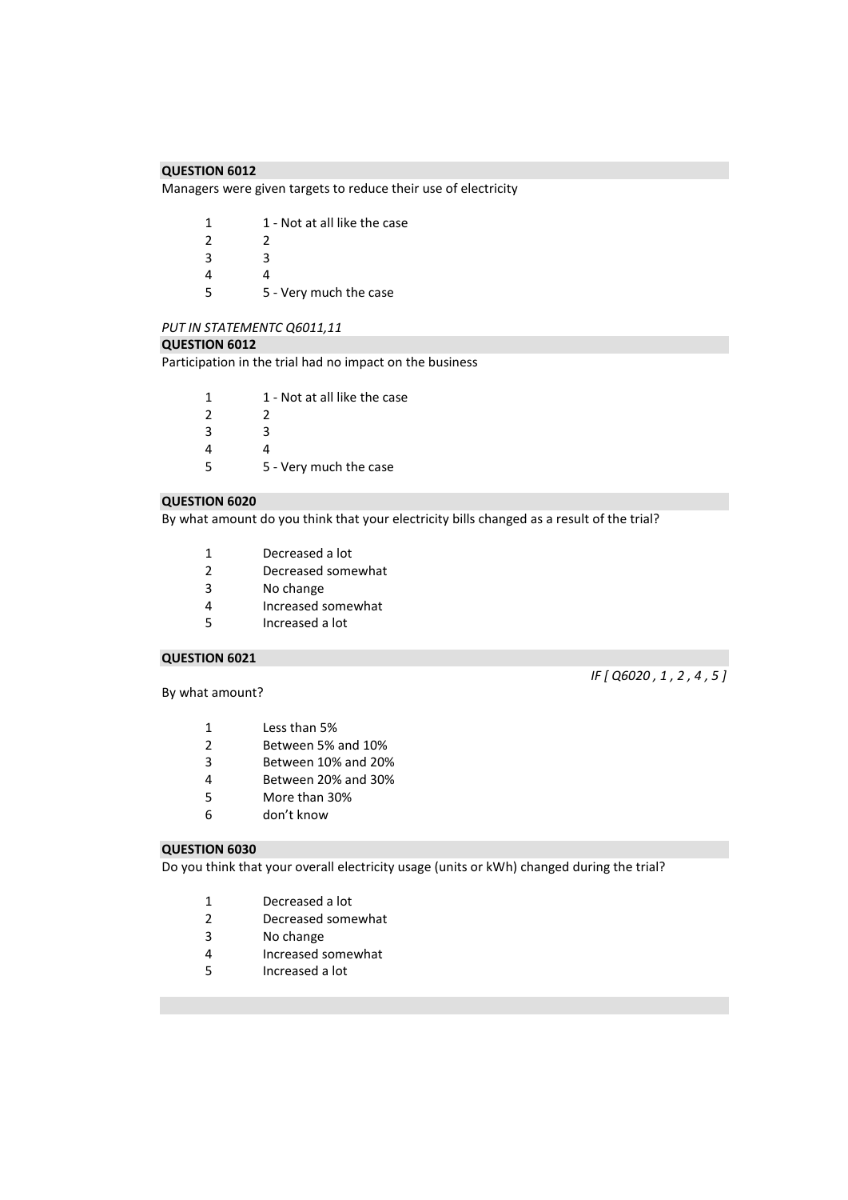**QUESTION 6012**

Managers were given targets to reduce their use of electricity

1 1 - Not at all like the case
2 2
3 3
4 4
5 5 - Very much the case

*PUT IN STATEMENTC Q6011,11*

**QUESTION 6012**

Participation in the trial had no impact on the business

1 1 - Not at all like the case
2 2
3 3
4 4
5 5 - Very much the case

**QUESTION 6020**

By what amount do you think that your electricity bills changed as a result of the trial?

1 Decreased a lot
2 Decreased somewhat
3 No change
4 Increased somewhat
5 Increased a lot

**QUESTION 6021**

*IF [ Q6020 , 1 , 2 , 4 , 5 ]*

By what amount?

1 Less than 5%
2 Between 5% and 10%
3 Between 10% and 20%
4 Between 20% and 30%
5 More than 30%
6 don't know

**QUESTION 6030**

Do you think that your overall electricity usage (units or kWh) changed during the trial?

1 Decreased a lot
2 Decreased somewhat
3 No change
4 Increased somewhat
5 Increased a lot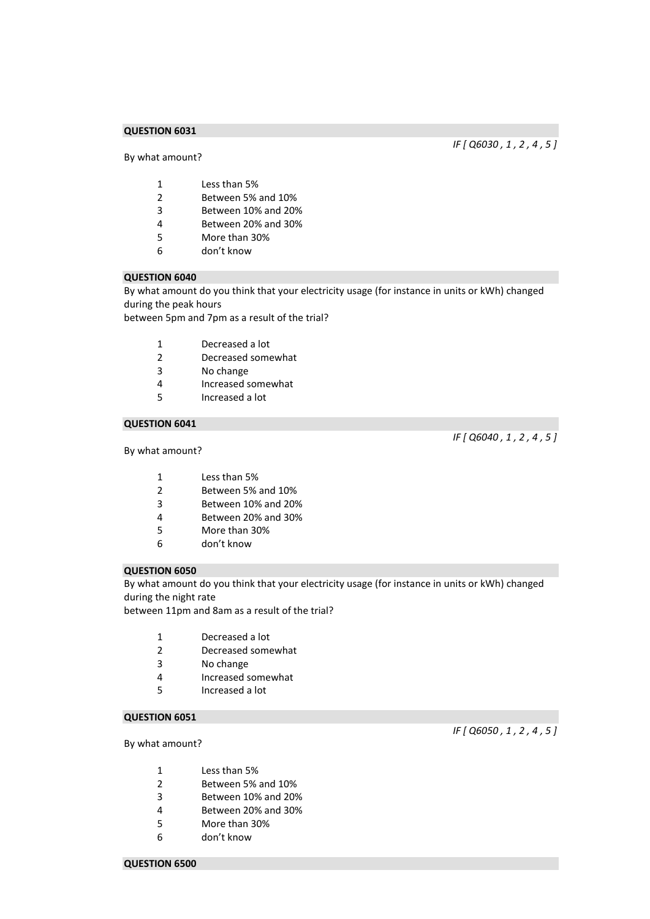**QUESTION 6031**

*IF [ Q6030 , 1 , 2 , 4 , 5 ]*

By what amount?

| | |
|---|---|
| 1 | Less than 5% |
| 2 | Between 5% and 10% |
| 3 | Between 10% and 20% |
| 4 | Between 20% and 30% |
| 5 | More than 30% |
| 6 | don't know |

**QUESTION 6040**

By what amount do you think that your electricity usage (for instance in units or kWh) changed during the peak hours
between 5pm and 7pm as a result of the trial?

| | |
|---|---|
| 1 | Decreased a lot |
| 2 | Decreased somewhat |
| 3 | No change |
| 4 | Increased somewhat |
| 5 | Increased a lot |

**QUESTION 6041**

*IF [ Q6040 , 1 , 2 , 4 , 5 ]*

By what amount?

| | |
|---|---|
| 1 | Less than 5% |
| 2 | Between 5% and 10% |
| 3 | Between 10% and 20% |
| 4 | Between 20% and 30% |
| 5 | More than 30% |
| 6 | don't know |

**QUESTION 6050**

By what amount do you think that your electricity usage (for instance in units or kWh) changed during the night rate
between 11pm and 8am as a result of the trial?

| | |
|---|---|
| 1 | Decreased a lot |
| 2 | Decreased somewhat |
| 3 | No change |
| 4 | Increased somewhat |
| 5 | Increased a lot |

**QUESTION 6051**

*IF [ Q6050 , 1 , 2 , 4 , 5 ]*

By what amount?

| | |
|---|---|
| 1 | Less than 5% |
| 2 | Between 5% and 10% |
| 3 | Between 10% and 20% |
| 4 | Between 20% and 30% |
| 5 | More than 30% |
| 6 | don't know |

**QUESTION 6500**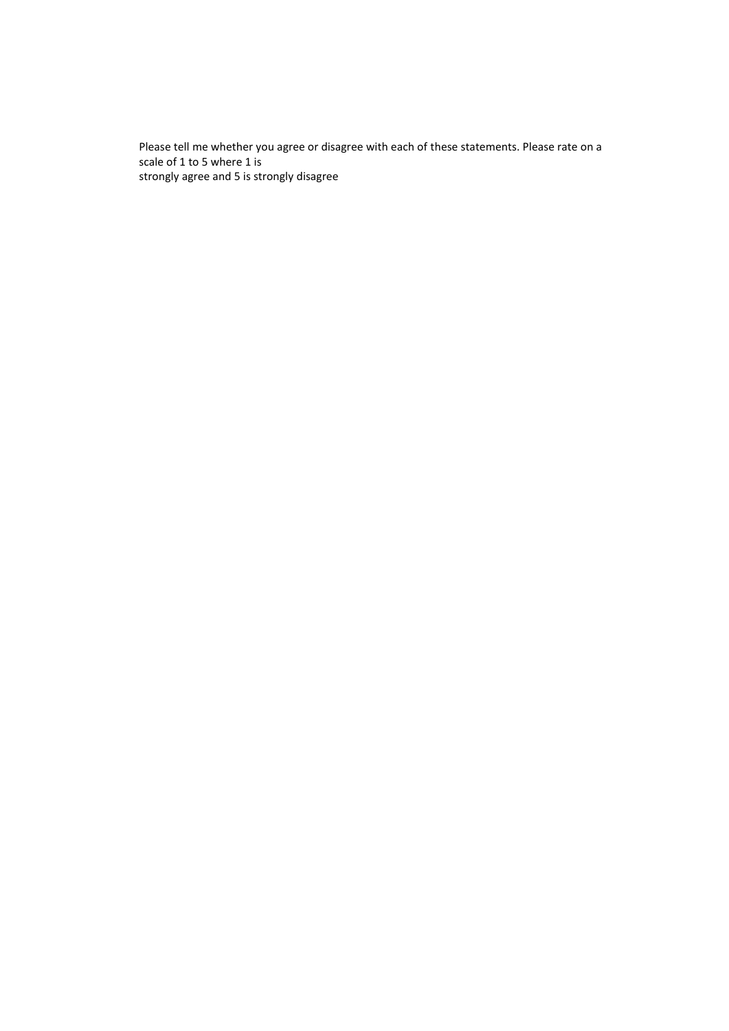Please tell me whether you agree or disagree with each of these statements. Please rate on a scale of 1 to 5 where 1 is
strongly agree and 5 is strongly disagree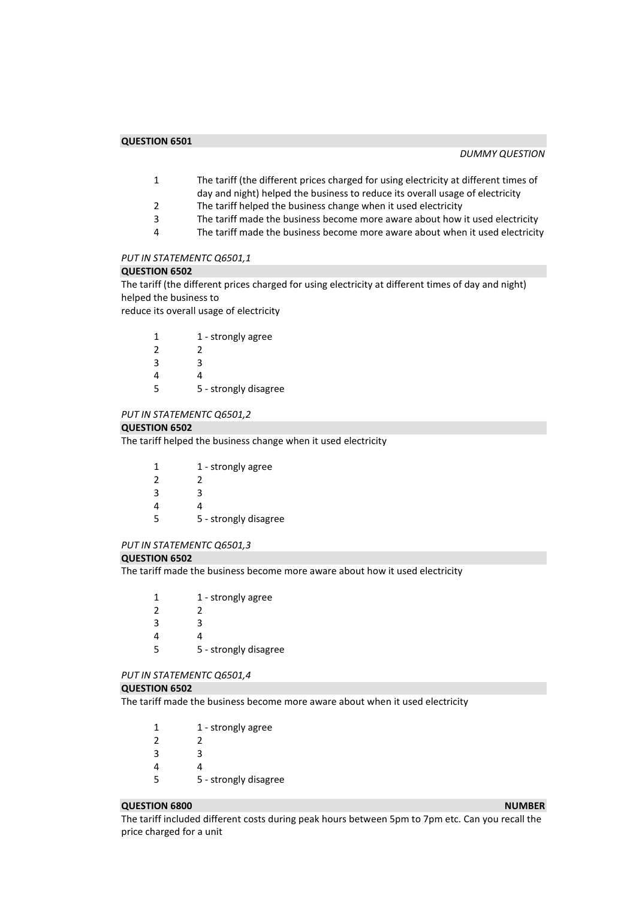**QUESTION 6501**

*DUMMY QUESTION*

| | |
|---|---|
| 1 | The tariff (the different prices charged for using electricity at different times of day and night) helped the business to reduce its overall usage of electricity |
| 2 | The tariff helped the business change when it used electricity |
| 3 | The tariff made the business become more aware about how it used electricity |
| 4 | The tariff made the business become more aware about when it used electricity |

*PUT IN STATEMENTC Q6501,1*

**QUESTION 6502**

The tariff (the different prices charged for using electricity at different times of day and night) helped the business to
reduce its overall usage of electricity

| | |
|---|---|
| 1 | 1 - strongly agree |
| 2 | 2 |
| 3 | 3 |
| 4 | 4 |
| 5 | 5 - strongly disagree |

*PUT IN STATEMENTC Q6501,2*

**QUESTION 6502**

The tariff helped the business change when it used electricity

| | |
|---|---|
| 1 | 1 - strongly agree |
| 2 | 2 |
| 3 | 3 |
| 4 | 4 |
| 5 | 5 - strongly disagree |

*PUT IN STATEMENTC Q6501,3*

**QUESTION 6502**

The tariff made the business become more aware about how it used electricity

| | |
|---|---|
| 1 | 1 - strongly agree |
| 2 | 2 |
| 3 | 3 |
| 4 | 4 |
| 5 | 5 - strongly disagree |

*PUT IN STATEMENTC Q6501,4*

**QUESTION 6502**

The tariff made the business become more aware about when it used electricity

| | |
|---|---|
| 1 | 1 - strongly agree |
| 2 | 2 |
| 3 | 3 |
| 4 | 4 |
| 5 | 5 - strongly disagree |

**QUESTION 6800** **NUMBER**

The tariff included different costs during peak hours between 5pm to 7pm etc. Can you recall the price charged for a unit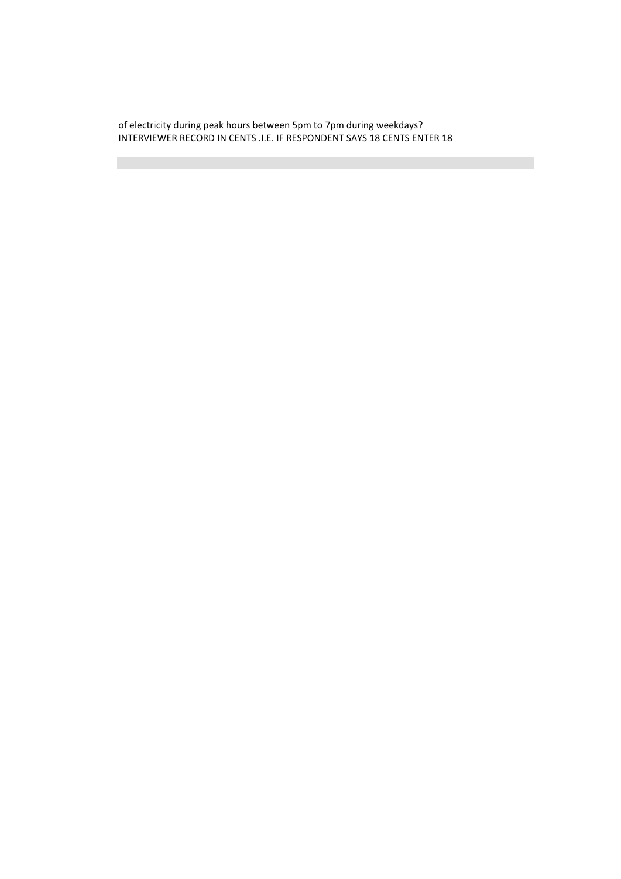of electricity during peak hours between 5pm to 7pm during weekdays?
INTERVIEWER RECORD IN CENTS .I.E. IF RESPONDENT SAYS 18 CENTS ENTER 18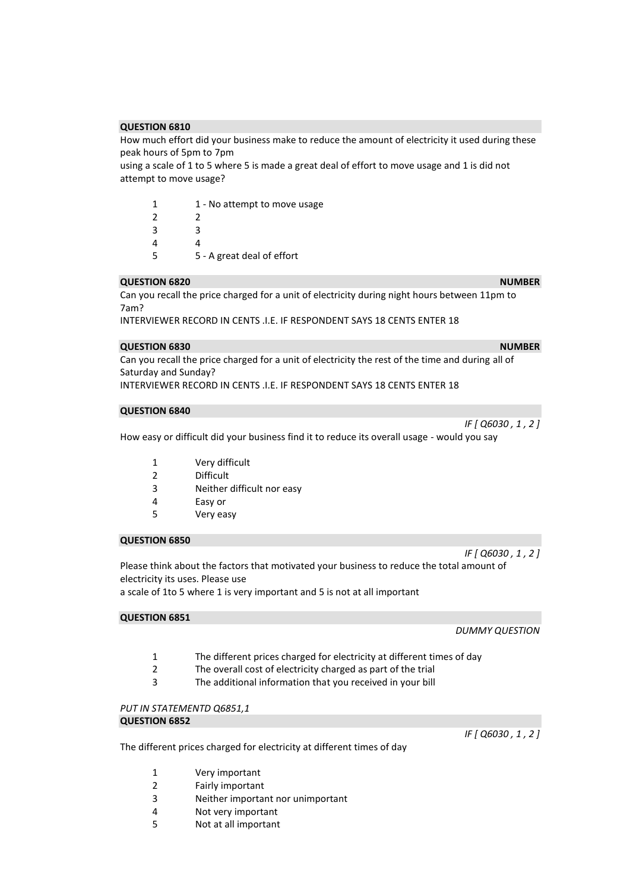**QUESTION 6810**

How much effort did your business make to reduce the amount of electricity it used during these peak hours of 5pm to 7pm
using a scale of 1 to 5 where 5 is made a great deal of effort to move usage and 1 is did not attempt to move usage?

| | |
|---|---|
| 1 | 1 - No attempt to move usage |
| 2 | 2 |
| 3 | 3 |
| 4 | 4 |
| 5 | 5 - A great deal of effort |

**QUESTION 6820** **NUMBER**

Can you recall the price charged for a unit of electricity during night hours between 11pm to 7am?
INTERVIEWER RECORD IN CENTS .I.E. IF RESPONDENT SAYS 18 CENTS ENTER 18

**QUESTION 6830** **NUMBER**

Can you recall the price charged for a unit of electricity the rest of the time and during all of Saturday and Sunday?
INTERVIEWER RECORD IN CENTS .I.E. IF RESPONDENT SAYS 18 CENTS ENTER 18

**QUESTION 6840**

*IF [ Q6030 , 1 , 2 ]*

How easy or difficult did your business find it to reduce its overall usage - would you say

| | |
|---|---|
| 1 | Very difficult |
| 2 | Difficult |
| 3 | Neither difficult nor easy |
| 4 | Easy or |
| 5 | Very easy |

**QUESTION 6850**

*IF [ Q6030 , 1 , 2 ]*

Please think about the factors that motivated your business to reduce the total amount of electricity its uses. Please use
a scale of 1to 5 where 1 is very important and 5 is not at all important

**QUESTION 6851**

*DUMMY QUESTION*

| | |
|---|---|
| 1 | The different prices charged for electricity at different times of day |
| 2 | The overall cost of electricity charged as part of the trial |
| 3 | The additional information that you received in your bill |

*PUT IN STATEMENTD Q6851,1*

**QUESTION 6852**

*IF [ Q6030 , 1 , 2 ]*

The different prices charged for electricity at different times of day

| | |
|---|---|
| 1 | Very important |
| 2 | Fairly important |
| 3 | Neither important nor unimportant |
| 4 | Not very important |
| 5 | Not at all important |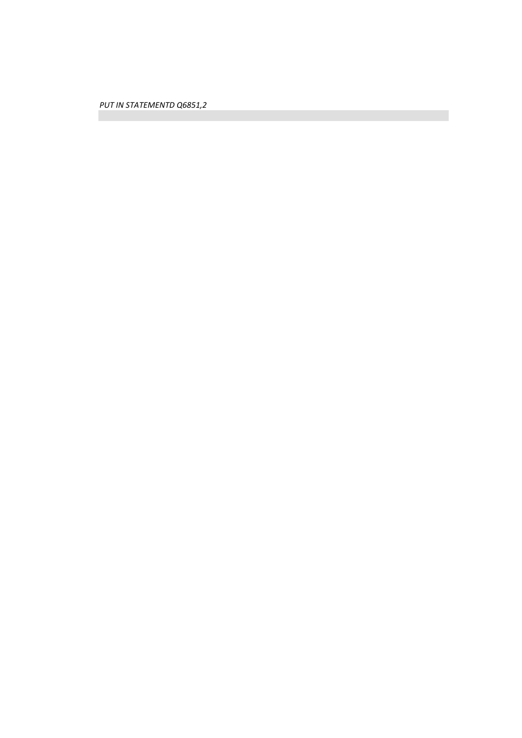*PUT IN STATEMENTD Q6851,2*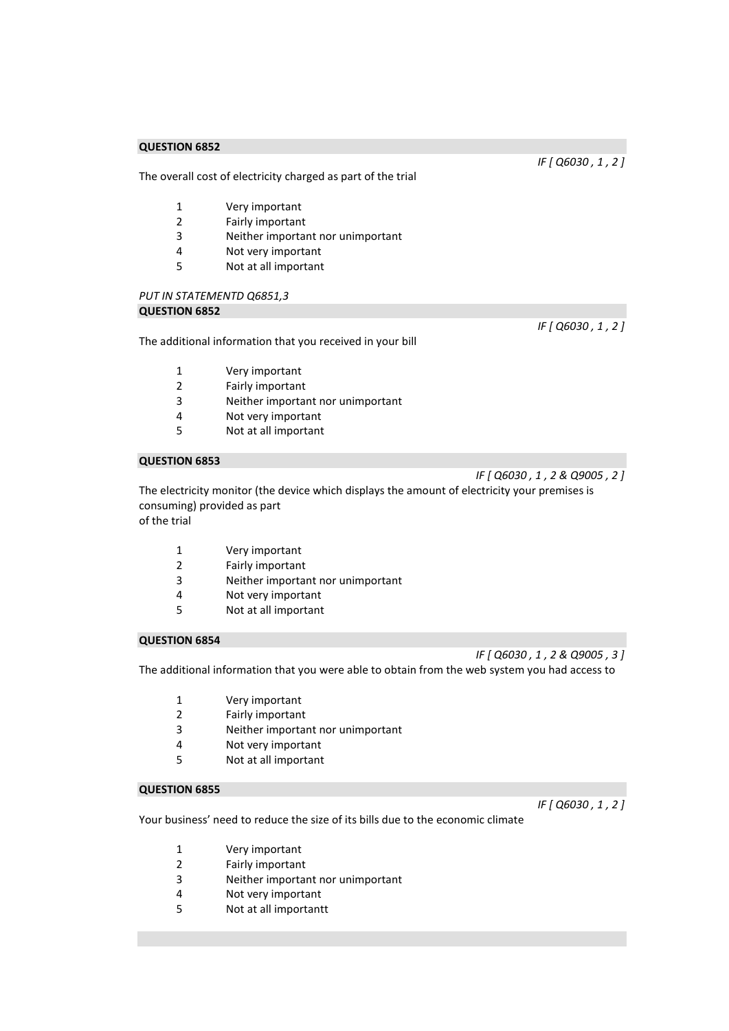**QUESTION 6852**

*IF [ Q6030 , 1 , 2 ]*

The overall cost of electricity charged as part of the trial

1 Very important
2 Fairly important
3 Neither important nor unimportant
4 Not very important
5 Not at all important

*PUT IN STATEMENTD Q6851,3*

**QUESTION 6852**

*IF [ Q6030 , 1 , 2 ]*

The additional information that you received in your bill

1 Very important
2 Fairly important
3 Neither important nor unimportant
4 Not very important
5 Not at all important

**QUESTION 6853**

*IF [ Q6030 , 1 , 2 & Q9005 , 2 ]*

The electricity monitor (the device which displays the amount of electricity your premises is consuming) provided as part
of the trial

1 Very important
2 Fairly important
3 Neither important nor unimportant
4 Not very important
5 Not at all important

**QUESTION 6854**

*IF [ Q6030 , 1 , 2 & Q9005 , 3 ]*

The additional information that you were able to obtain from the web system you had access to

1 Very important
2 Fairly important
3 Neither important nor unimportant
4 Not very important
5 Not at all important

**QUESTION 6855**

*IF [ Q6030 , 1 , 2 ]*

Your business' need to reduce the size of its bills due to the economic climate

1 Very important
2 Fairly important
3 Neither important nor unimportant
4 Not very important
5 Not at all importantt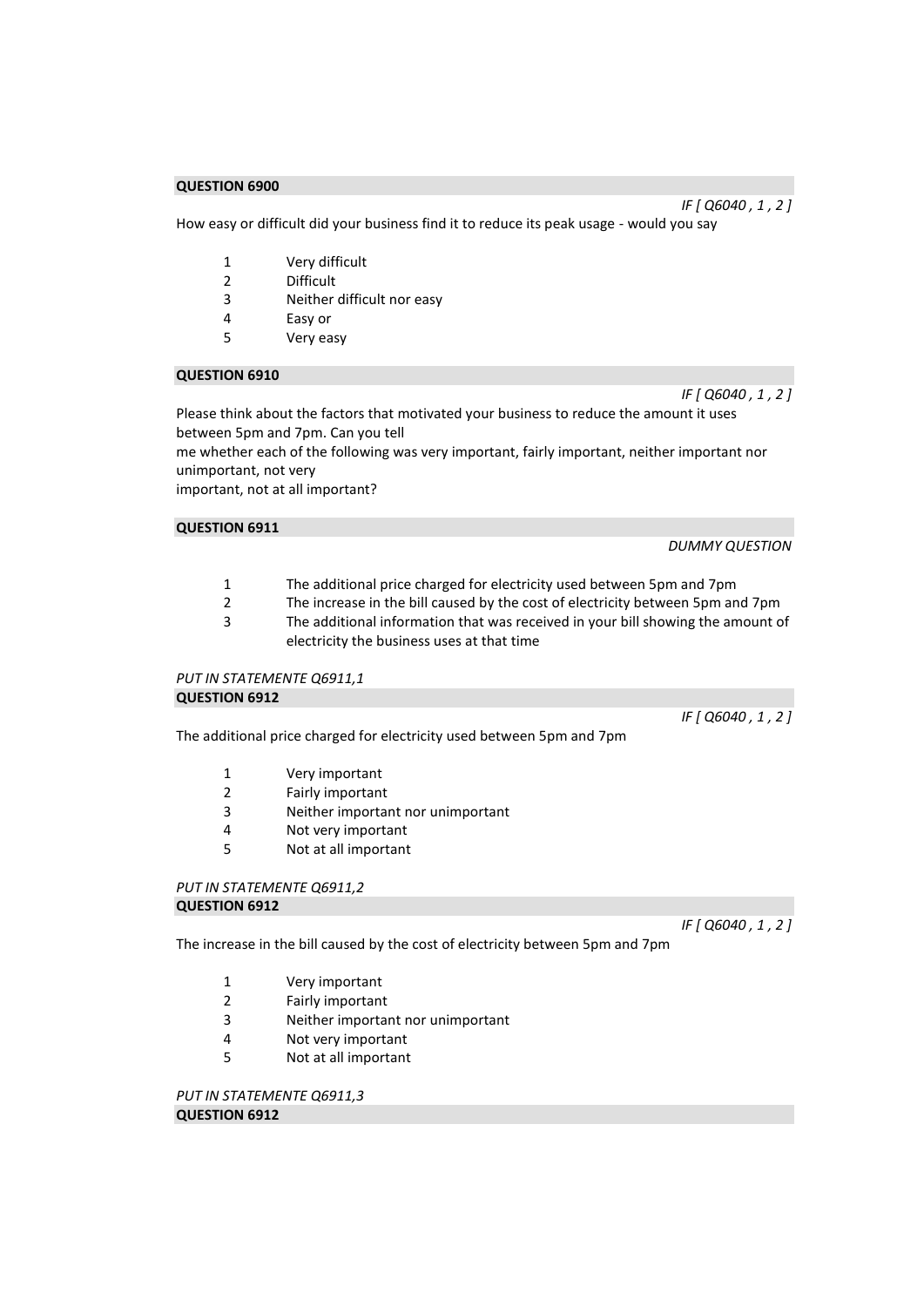**QUESTION 6900**

*IF [ Q6040 , 1 , 2 ]*

How easy or difficult did your business find it to reduce its peak usage - would you say

1 Very difficult
2 Difficult
3 Neither difficult nor easy
4 Easy or
5 Very easy

**QUESTION 6910**

*IF [ Q6040 , 1 , 2 ]*

Please think about the factors that motivated your business to reduce the amount it uses between 5pm and 7pm. Can you tell
me whether each of the following was very important, fairly important, neither important nor unimportant, not very
important, not at all important?

**QUESTION 6911**

*DUMMY QUESTION*

1 The additional price charged for electricity used between 5pm and 7pm
2 The increase in the bill caused by the cost of electricity between 5pm and 7pm
3 The additional information that was received in your bill showing the amount of electricity the business uses at that time

*PUT IN STATEMENTE Q6911,1*

**QUESTION 6912**

*IF [ Q6040 , 1 , 2 ]*

The additional price charged for electricity used between 5pm and 7pm

1 Very important
2 Fairly important
3 Neither important nor unimportant
4 Not very important
5 Not at all important

*PUT IN STATEMENTE Q6911,2*

**QUESTION 6912**

*IF [ Q6040 , 1 , 2 ]*

The increase in the bill caused by the cost of electricity between 5pm and 7pm

1 Very important
2 Fairly important
3 Neither important nor unimportant
4 Not very important
5 Not at all important

*PUT IN STATEMENTE Q6911,3*

**QUESTION 6912**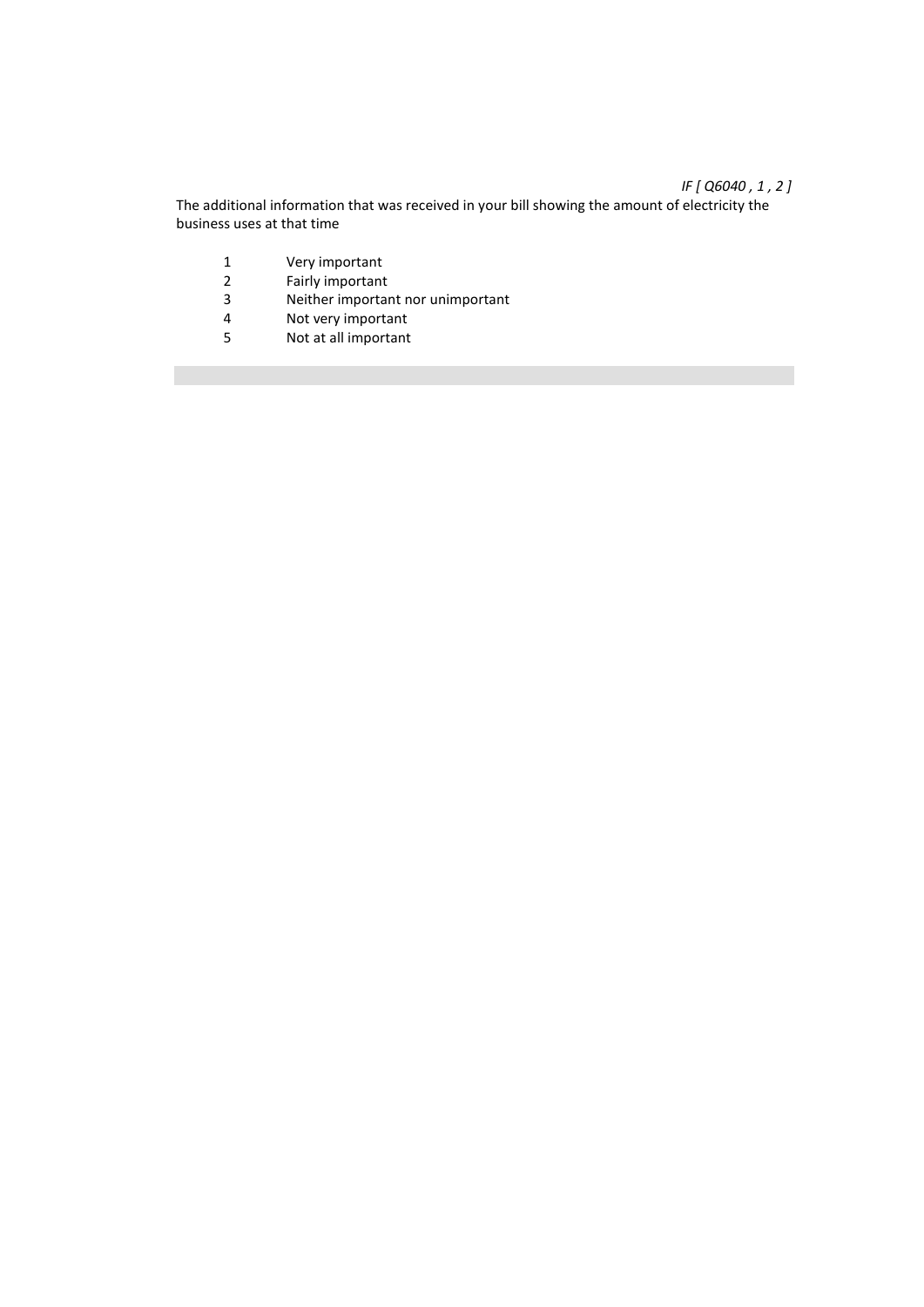*IF [ Q6040 , 1 , 2 ]*

The additional information that was received in your bill showing the amount of electricity the business uses at that time

1 Very important
2 Fairly important
3 Neither important nor unimportant
4 Not very important
5 Not at all important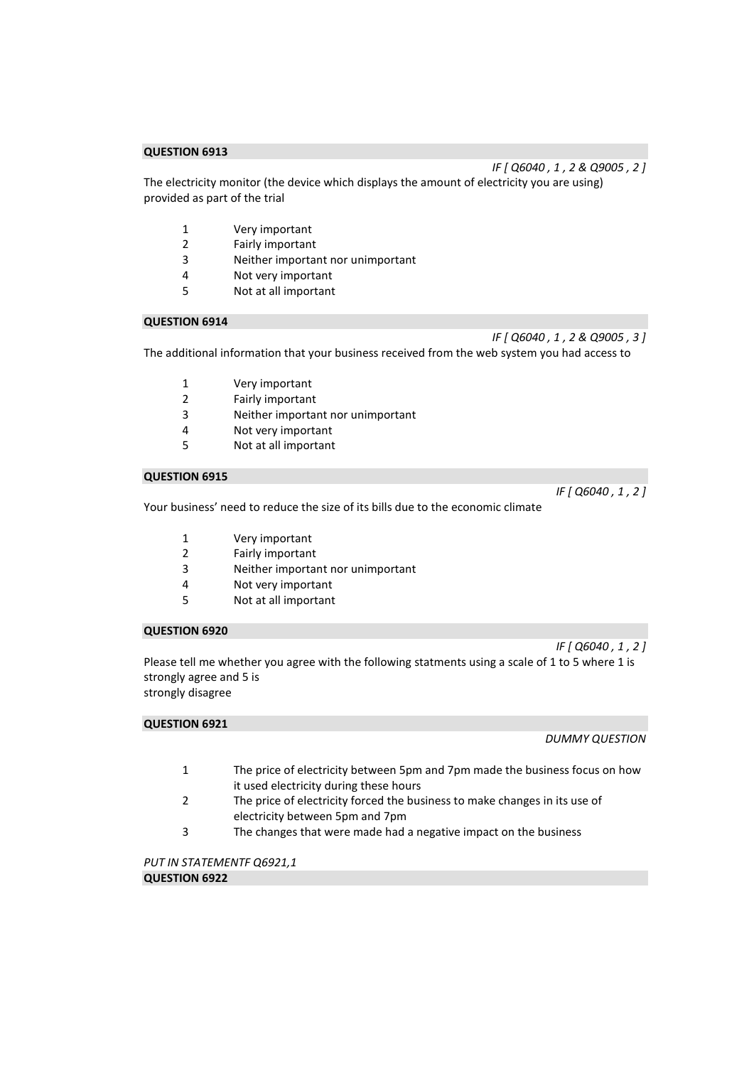**QUESTION 6913**

*IF [ Q6040 , 1 , 2 & Q9005 , 2 ]*

The electricity monitor (the device which displays the amount of electricity you are using) provided as part of the trial

1 Very important
2 Fairly important
3 Neither important nor unimportant
4 Not very important
5 Not at all important

**QUESTION 6914**

*IF [ Q6040 , 1 , 2 & Q9005 , 3 ]*

The additional information that your business received from the web system you had access to

1 Very important
2 Fairly important
3 Neither important nor unimportant
4 Not very important
5 Not at all important

**QUESTION 6915**

*IF [ Q6040 , 1 , 2 ]*

Your business' need to reduce the size of its bills due to the economic climate

1 Very important
2 Fairly important
3 Neither important nor unimportant
4 Not very important
5 Not at all important

**QUESTION 6920**

*IF [ Q6040 , 1 , 2 ]*

Please tell me whether you agree with the following statments using a scale of 1 to 5 where 1 is strongly agree and 5 is
strongly disagree

**QUESTION 6921**

*DUMMY QUESTION*

1 The price of electricity between 5pm and 7pm made the business focus on how it used electricity during these hours
2 The price of electricity forced the business to make changes in its use of electricity between 5pm and 7pm
3 The changes that were made had a negative impact on the business

*PUT IN STATEMENTF Q6921,1*

**QUESTION 6922**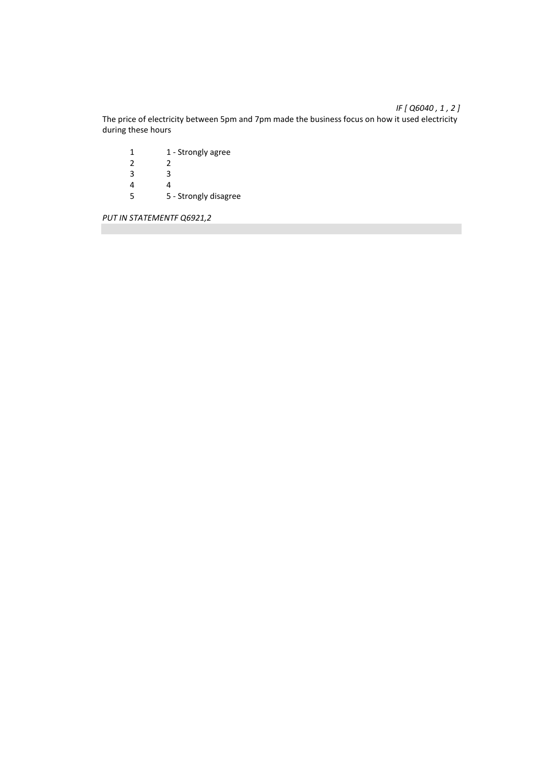*IF [ Q6040 , 1 , 2 ]*

The price of electricity between 5pm and 7pm made the business focus on how it used electricity during these hours

| | |
|---|---|
| 1 | 1 - Strongly agree |
| 2 | 2 |
| 3 | 3 |
| 4 | 4 |
| 5 | 5 - Strongly disagree |

*PUT IN STATEMENTF Q6921,2*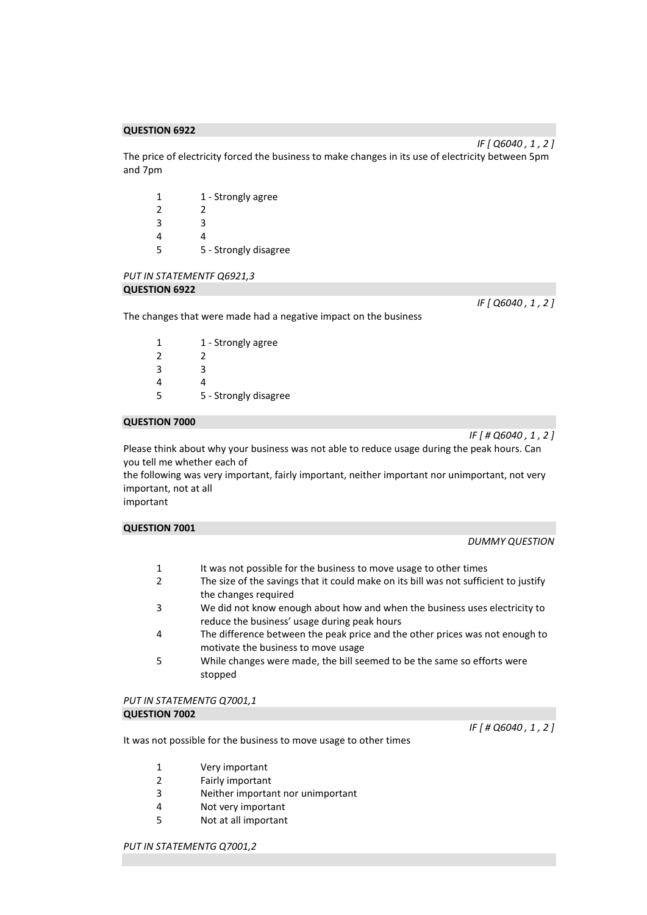**QUESTION 6922**

*IF [ Q6040 , 1 , 2 ]*

The price of electricity forced the business to make changes in its use of electricity between 5pm and 7pm

| | |
|---|---|
| 1 | 1 - Strongly agree |
| 2 | 2 |
| 3 | 3 |
| 4 | 4 |
| 5 | 5 - Strongly disagree |

*PUT IN STATEMENTF Q6921,3*

**QUESTION 6922**

*IF [ Q6040 , 1 , 2 ]*

The changes that were made had a negative impact on the business

| | |
|---|---|
| 1 | 1 - Strongly agree |
| 2 | 2 |
| 3 | 3 |
| 4 | 4 |
| 5 | 5 - Strongly disagree |

**QUESTION 7000**

*IF [ # Q6040 , 1 , 2 ]*

Please think about why your business was not able to reduce usage during the peak hours. Can you tell me whether each of
the following was very important, fairly important, neither important nor unimportant, not very important, not at all
important

**QUESTION 7001**

*DUMMY QUESTION*

| | |
|---|---|
| 1 | It was not possible for the business to move usage to other times |
| 2 | The size of the savings that it could make on its bill was not sufficient to justify the changes required |
| 3 | We did not know enough about how and when the business uses electricity to reduce the business' usage during peak hours |
| 4 | The difference between the peak price and the other prices was not enough to motivate the business to move usage |
| 5 | While changes were made, the bill seemed to be the same so efforts were stopped |

*PUT IN STATEMENTG Q7001,1*

**QUESTION 7002**

*IF [ # Q6040 , 1 , 2 ]*

It was not possible for the business to move usage to other times

| | |
|---|---|
| 1 | Very important |
| 2 | Fairly important |
| 3 | Neither important nor unimportant |
| 4 | Not very important |
| 5 | Not at all important |

*PUT IN STATEMENTG Q7001,2*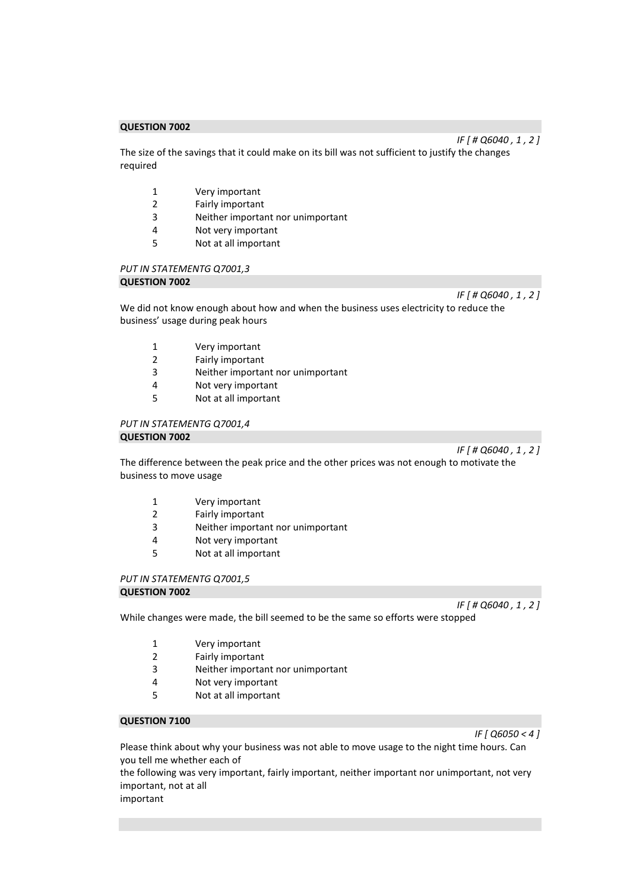**QUESTION 7002**

*IF [ # Q6040 , 1 , 2 ]*

The size of the savings that it could make on its bill was not sufficient to justify the changes required

1 Very important
2 Fairly important
3 Neither important nor unimportant
4 Not very important
5 Not at all important

*PUT IN STATEMENTG Q7001,3*

**QUESTION 7002**

*IF [ # Q6040 , 1 , 2 ]*

We did not know enough about how and when the business uses electricity to reduce the business' usage during peak hours

1 Very important
2 Fairly important
3 Neither important nor unimportant
4 Not very important
5 Not at all important

*PUT IN STATEMENTG Q7001,4*

**QUESTION 7002**

*IF [ # Q6040 , 1 , 2 ]*

The difference between the peak price and the other prices was not enough to motivate the business to move usage

1 Very important
2 Fairly important
3 Neither important nor unimportant
4 Not very important
5 Not at all important

*PUT IN STATEMENTG Q7001,5*

**QUESTION 7002**

*IF [ # Q6040 , 1 , 2 ]*

While changes were made, the bill seemed to be the same so efforts were stopped

1 Very important
2 Fairly important
3 Neither important nor unimportant
4 Not very important
5 Not at all important

**QUESTION 7100**

*IF [ Q6050 < 4 ]*

Please think about why your business was not able to move usage to the night time hours. Can you tell me whether each of
the following was very important, fairly important, neither important nor unimportant, not very important, not at all
important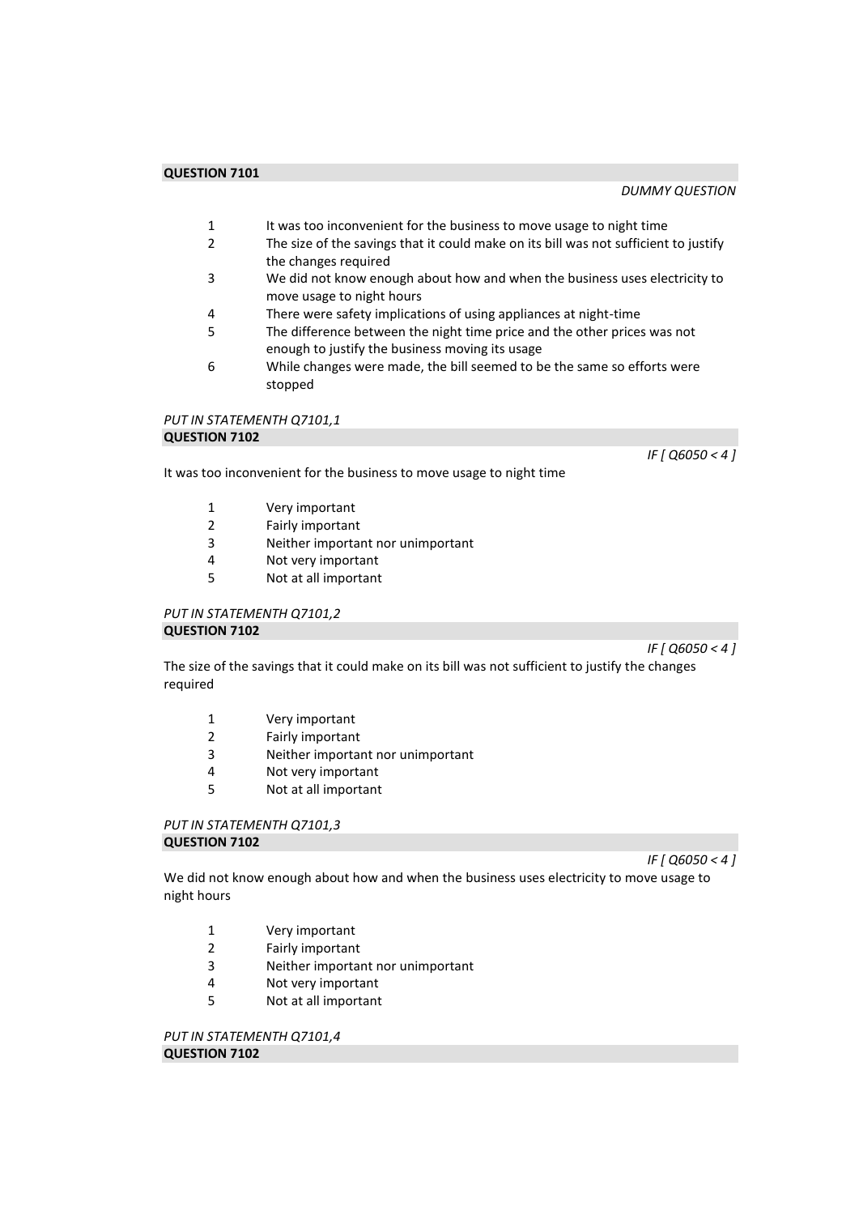**QUESTION 7101**

*DUMMY QUESTION*

1. It was too inconvenient for the business to move usage to night time
2. The size of the savings that it could make on its bill was not sufficient to justify the changes required
3. We did not know enough about how and when the business uses electricity to move usage to night hours
4. There were safety implications of using appliances at night-time
5. The difference between the night time price and the other prices was not enough to justify the business moving its usage
6. While changes were made, the bill seemed to be the same so efforts were stopped

*PUT IN STATEMENTH Q7101,1*

**QUESTION 7102**

*IF [ Q6050 < 4 ]*

It was too inconvenient for the business to move usage to night time

1. Very important
2. Fairly important
3. Neither important nor unimportant
4. Not very important
5. Not at all important

*PUT IN STATEMENTH Q7101,2*

**QUESTION 7102**

*IF [ Q6050 < 4 ]*

The size of the savings that it could make on its bill was not sufficient to justify the changes required

1. Very important
2. Fairly important
3. Neither important nor unimportant
4. Not very important
5. Not at all important

*PUT IN STATEMENTH Q7101,3*

**QUESTION 7102**

*IF [ Q6050 < 4 ]*

We did not know enough about how and when the business uses electricity to move usage to night hours

1. Very important
2. Fairly important
3. Neither important nor unimportant
4. Not very important
5. Not at all important

*PUT IN STATEMENTH Q7101,4*

**QUESTION 7102**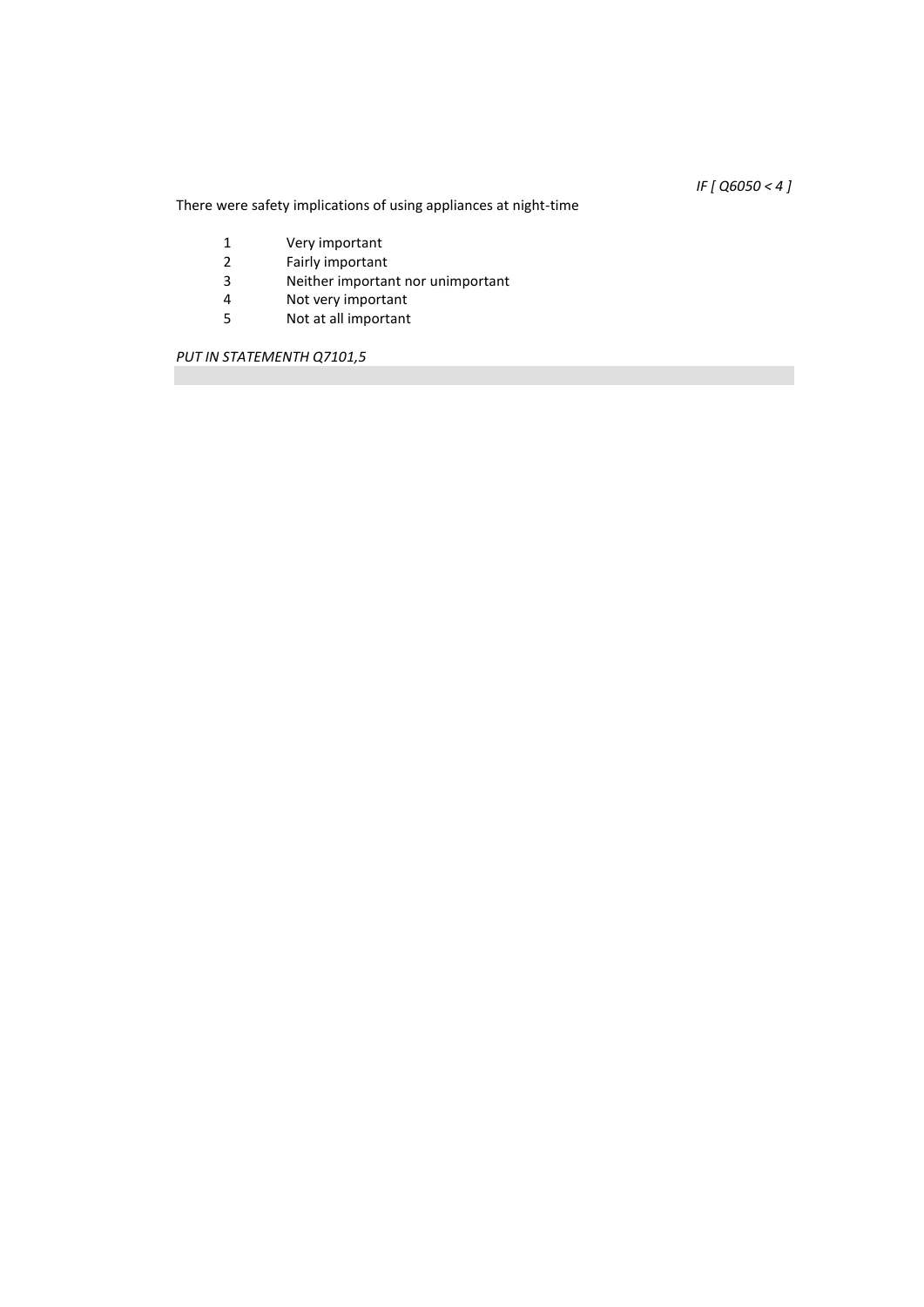*IF [ Q6050 < 4 ]*

There were safety implications of using appliances at night-time

| | |
|---|---|
| 1 | Very important |
| 2 | Fairly important |
| 3 | Neither important nor unimportant |
| 4 | Not very important |
| 5 | Not at all important |

*PUT IN STATEMENTH Q7101,5*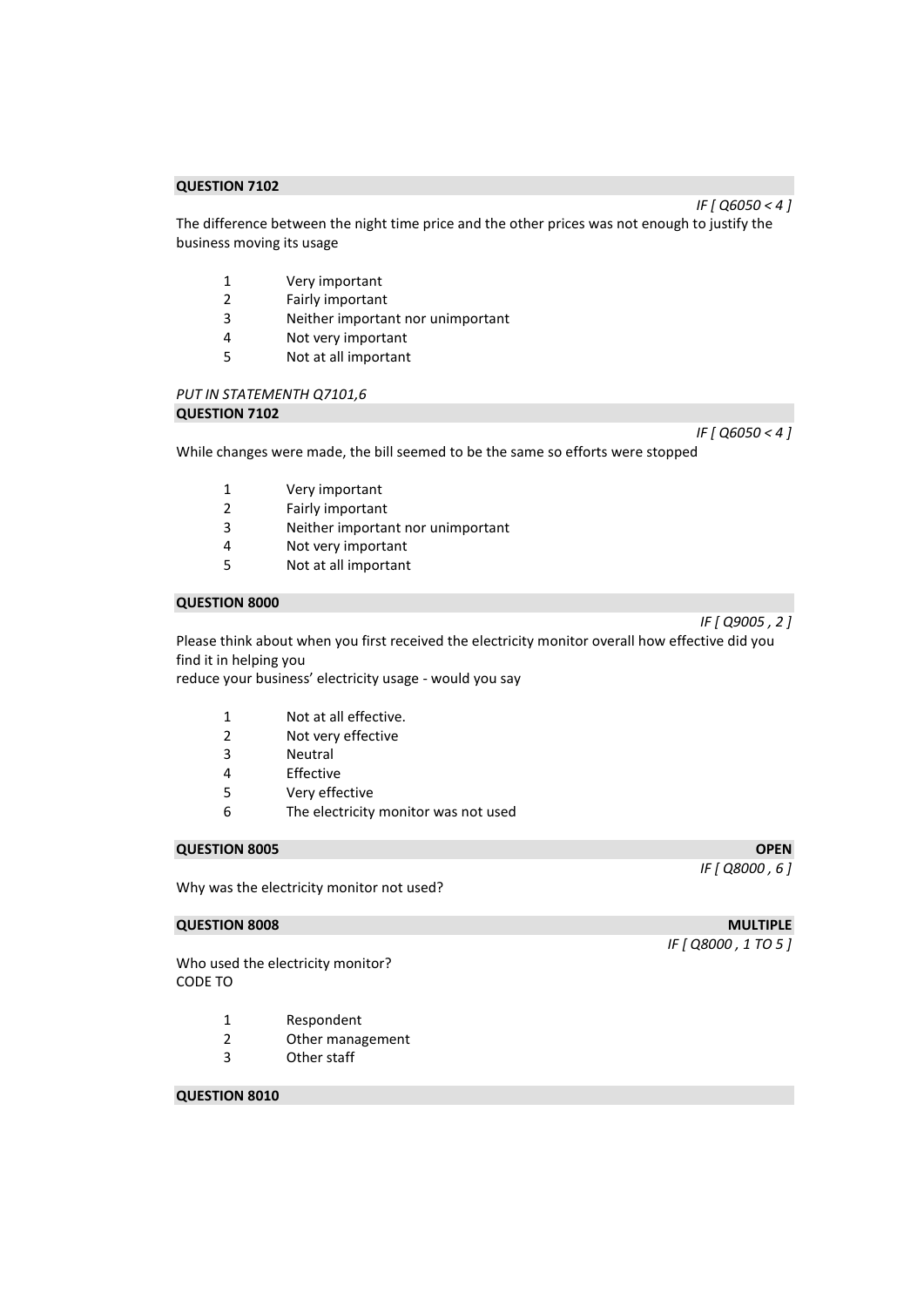**QUESTION 7102**

*IF [ Q6050 < 4 ]*

The difference between the night time price and the other prices was not enough to justify the business moving its usage

1 Very important
2 Fairly important
3 Neither important nor unimportant
4 Not very important
5 Not at all important

*PUT IN STATEMENTH Q7101,6*

**QUESTION 7102**

*IF [ Q6050 < 4 ]*

While changes were made, the bill seemed to be the same so efforts were stopped

1 Very important
2 Fairly important
3 Neither important nor unimportant
4 Not very important
5 Not at all important

**QUESTION 8000**

*IF [ Q9005 , 2 ]*

Please think about when you first received the electricity monitor overall how effective did you find it in helping you
reduce your business' electricity usage - would you say

1 Not at all effective.
2 Not very effective
3 Neutral
4 Effective
5 Very effective
6 The electricity monitor was not used

**QUESTION 8005** **OPEN**

*IF [ Q8000 , 6 ]*

Why was the electricity monitor not used?

**QUESTION 8008** **MULTIPLE**

*IF [ Q8000 , 1 TO 5 ]*

Who used the electricity monitor?
CODE TO

1 Respondent
2 Other management
3 Other staff

**QUESTION 8010**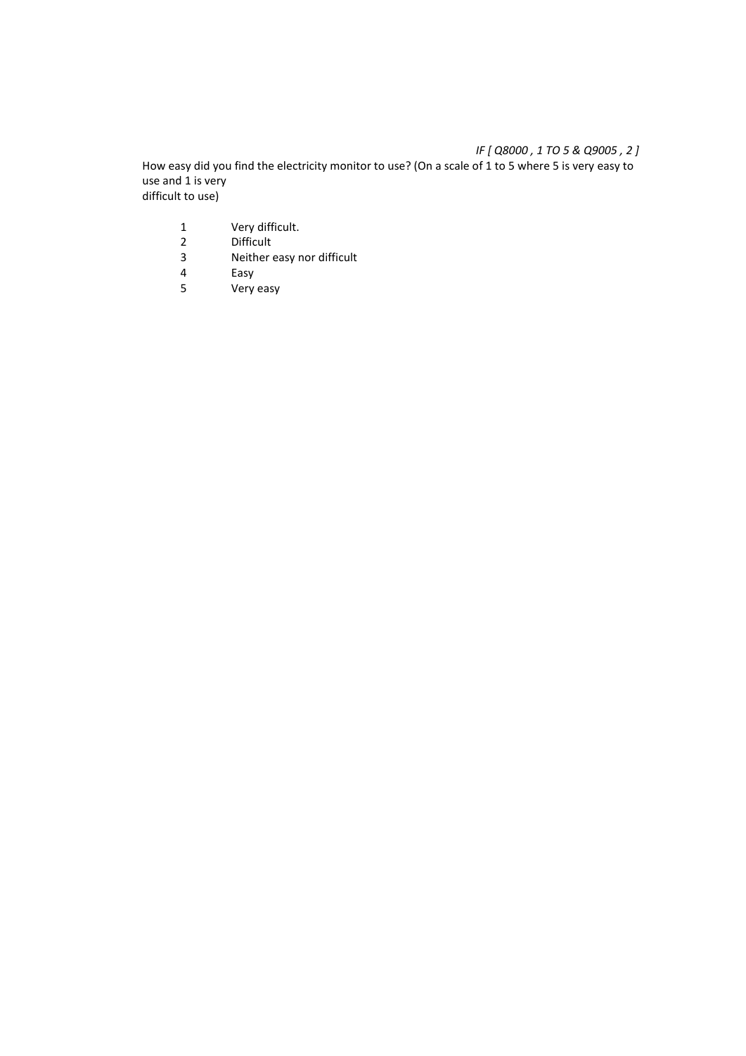*IF [ Q8000 , 1 TO 5 & Q9005 , 2 ]*

How easy did you find the electricity monitor to use? (On a scale of 1 to 5 where 5 is very easy to use and 1 is very difficult to use)

1 Very difficult.
2 Difficult
3 Neither easy nor difficult
4 Easy
5 Very easy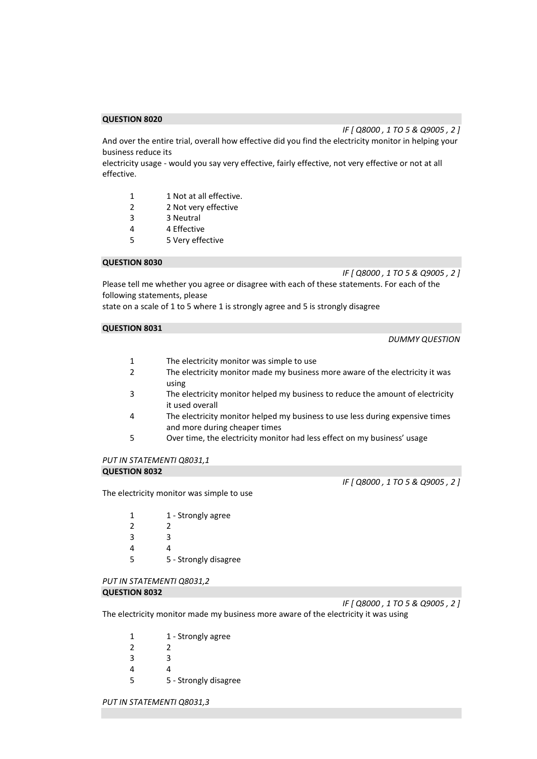**QUESTION 8020**

*IF [ Q8000 , 1 TO 5 & Q9005 , 2 ]*

And over the entire trial, overall how effective did you find the electricity monitor in helping your business reduce its
electricity usage - would you say very effective, fairly effective, not very effective or not at all effective.

| | |
|---|---|
| 1 | 1 Not at all effective. |
| 2 | 2 Not very effective |
| 3 | 3 Neutral |
| 4 | 4 Effective |
| 5 | 5 Very effective |

**QUESTION 8030**

*IF [ Q8000 , 1 TO 5 & Q9005 , 2 ]*

Please tell me whether you agree or disagree with each of these statements. For each of the following statements, please
state on a scale of 1 to 5 where 1 is strongly agree and 5 is strongly disagree

**QUESTION 8031**

*DUMMY QUESTION*

| | |
|---|---|
| 1 | The electricity monitor was simple to use |
| 2 | The electricity monitor made my business more aware of the electricity it was using |
| 3 | The electricity monitor helped my business to reduce the amount of electricity it used overall |
| 4 | The electricity monitor helped my business to use less during expensive times and more during cheaper times |
| 5 | Over time, the electricity monitor had less effect on my business' usage |

*PUT IN STATEMENTI Q8031,1*

**QUESTION 8032**

*IF [ Q8000 , 1 TO 5 & Q9005 , 2 ]*

The electricity monitor was simple to use

| | |
|---|---|
| 1 | 1 - Strongly agree |
| 2 | 2 |
| 3 | 3 |
| 4 | 4 |
| 5 | 5 - Strongly disagree |

*PUT IN STATEMENTI Q8031,2*

**QUESTION 8032**

*IF [ Q8000 , 1 TO 5 & Q9005 , 2 ]*

The electricity monitor made my business more aware of the electricity it was using

| | |
|---|---|
| 1 | 1 - Strongly agree |
| 2 | 2 |
| 3 | 3 |
| 4 | 4 |
| 5 | 5 - Strongly disagree |

*PUT IN STATEMENTI Q8031,3*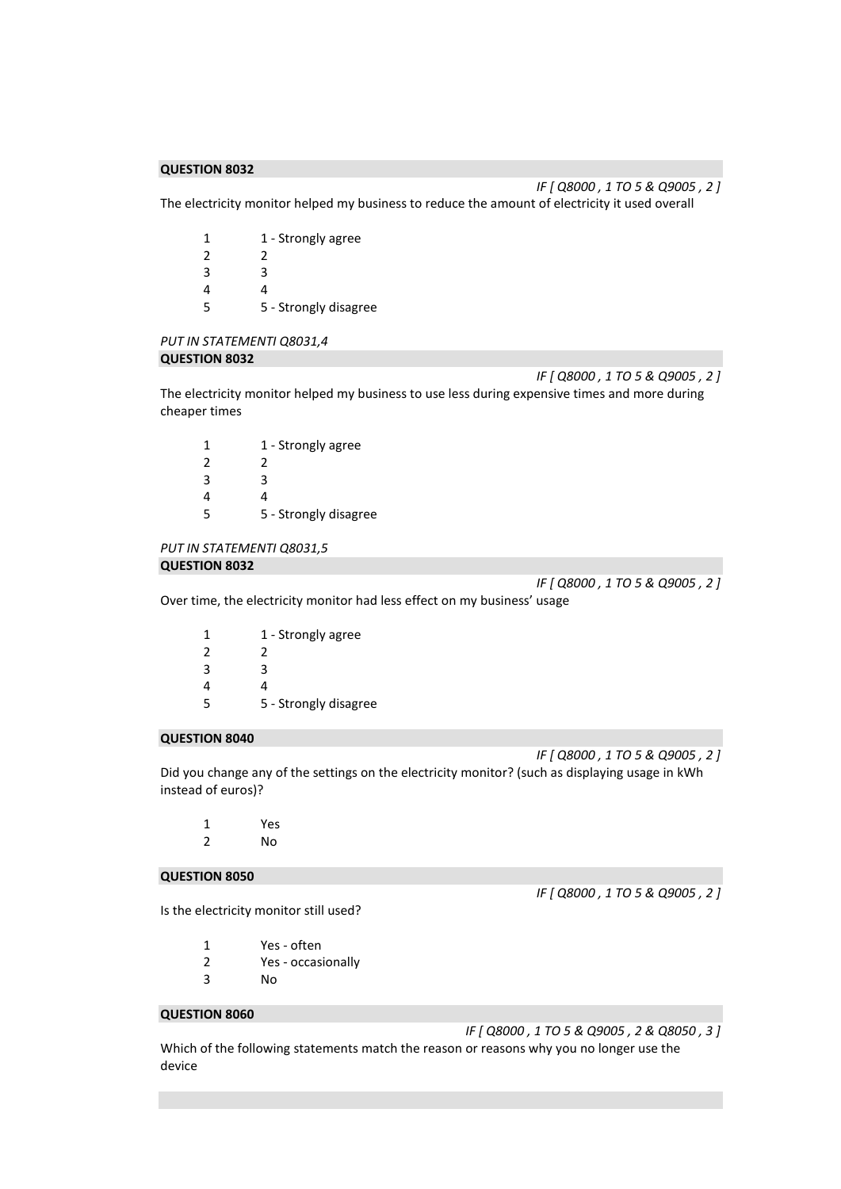**QUESTION 8032**

*IF [ Q8000 , 1 TO 5 & Q9005 , 2 ]*

The electricity monitor helped my business to reduce the amount of electricity it used overall

1 1 - Strongly agree
2 2
3 3
4 4
5 5 - Strongly disagree

*PUT IN STATEMENTI Q8031,4*

**QUESTION 8032**

*IF [ Q8000 , 1 TO 5 & Q9005 , 2 ]*

The electricity monitor helped my business to use less during expensive times and more during cheaper times

1 1 - Strongly agree
2 2
3 3
4 4
5 5 - Strongly disagree

*PUT IN STATEMENTI Q8031,5*

**QUESTION 8032**

*IF [ Q8000 , 1 TO 5 & Q9005 , 2 ]*

Over time, the electricity monitor had less effect on my business' usage

1 1 - Strongly agree
2 2
3 3
4 4
5 5 - Strongly disagree

**QUESTION 8040**

*IF [ Q8000 , 1 TO 5 & Q9005 , 2 ]*

Did you change any of the settings on the electricity monitor? (such as displaying usage in kWh instead of euros)?

1 Yes
2 No

**QUESTION 8050**

*IF [ Q8000 , 1 TO 5 & Q9005 , 2 ]*

Is the electricity monitor still used?

1 Yes - often
2 Yes - occasionally
3 No

**QUESTION 8060**

*IF [ Q8000 , 1 TO 5 & Q9005 , 2 & Q8050 , 3 ]*

Which of the following statements match the reason or reasons why you no longer use the device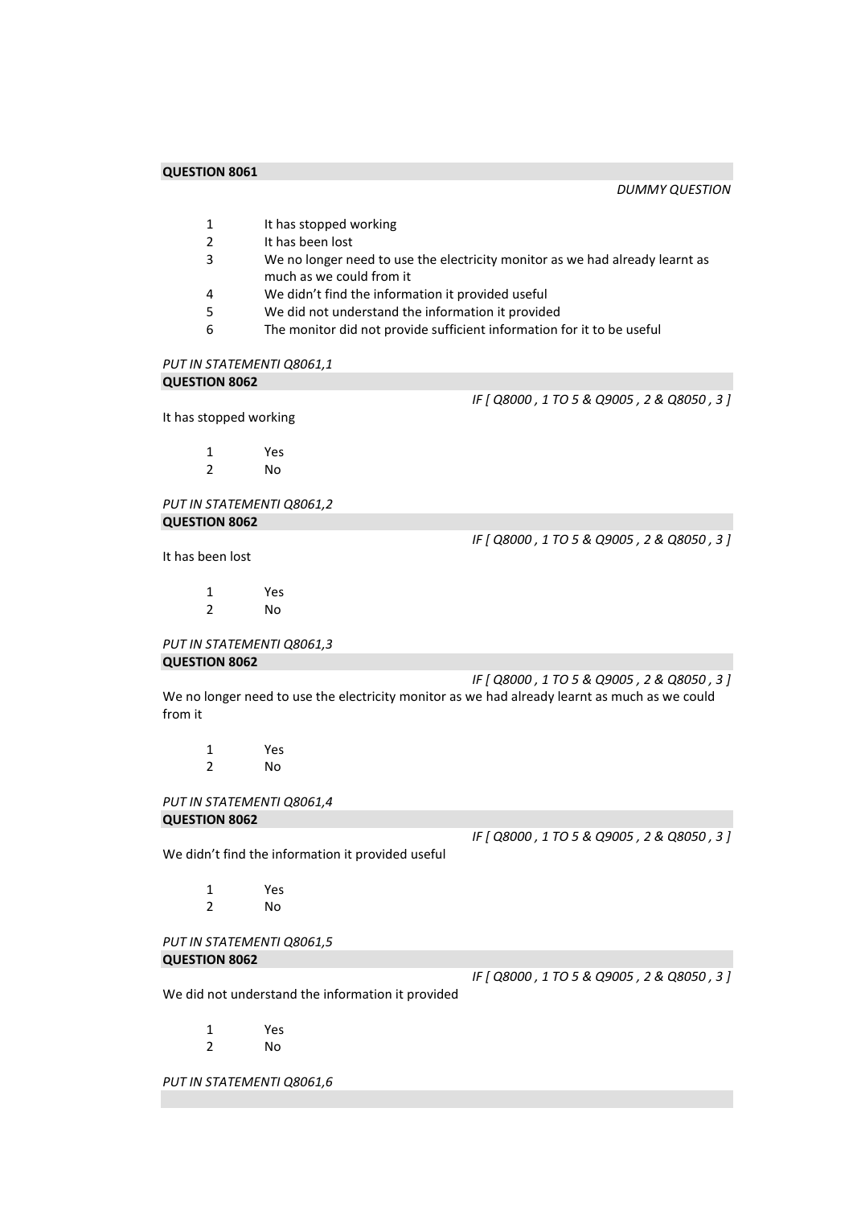**QUESTION 8061**

*DUMMY QUESTION*

1 It has stopped working
2 It has been lost
3 We no longer need to use the electricity monitor as we had already learnt as much as we could from it
4 We didn't find the information it provided useful
5 We did not understand the information it provided
6 The monitor did not provide sufficient information for it to be useful

*PUT IN STATEMENTI Q8061,1*

**QUESTION 8062**

*IF [ Q8000 , 1 TO 5 & Q9005 , 2 & Q8050 , 3 ]*

It has stopped working

1 Yes
2 No

*PUT IN STATEMENTI Q8061,2*

**QUESTION 8062**

*IF [ Q8000 , 1 TO 5 & Q9005 , 2 & Q8050 , 3 ]*

It has been lost

1 Yes
2 No

*PUT IN STATEMENTI Q8061,3*

**QUESTION 8062**

*IF [ Q8000 , 1 TO 5 & Q9005 , 2 & Q8050 , 3 ]*

We no longer need to use the electricity monitor as we had already learnt as much as we could from it

1 Yes
2 No

*PUT IN STATEMENTI Q8061,4*

**QUESTION 8062**

*IF [ Q8000 , 1 TO 5 & Q9005 , 2 & Q8050 , 3 ]*

We didn't find the information it provided useful

1 Yes
2 No

*PUT IN STATEMENTI Q8061,5*

**QUESTION 8062**

*IF [ Q8000 , 1 TO 5 & Q9005 , 2 & Q8050 , 3 ]*

We did not understand the information it provided

1 Yes
2 No

*PUT IN STATEMENTI Q8061,6*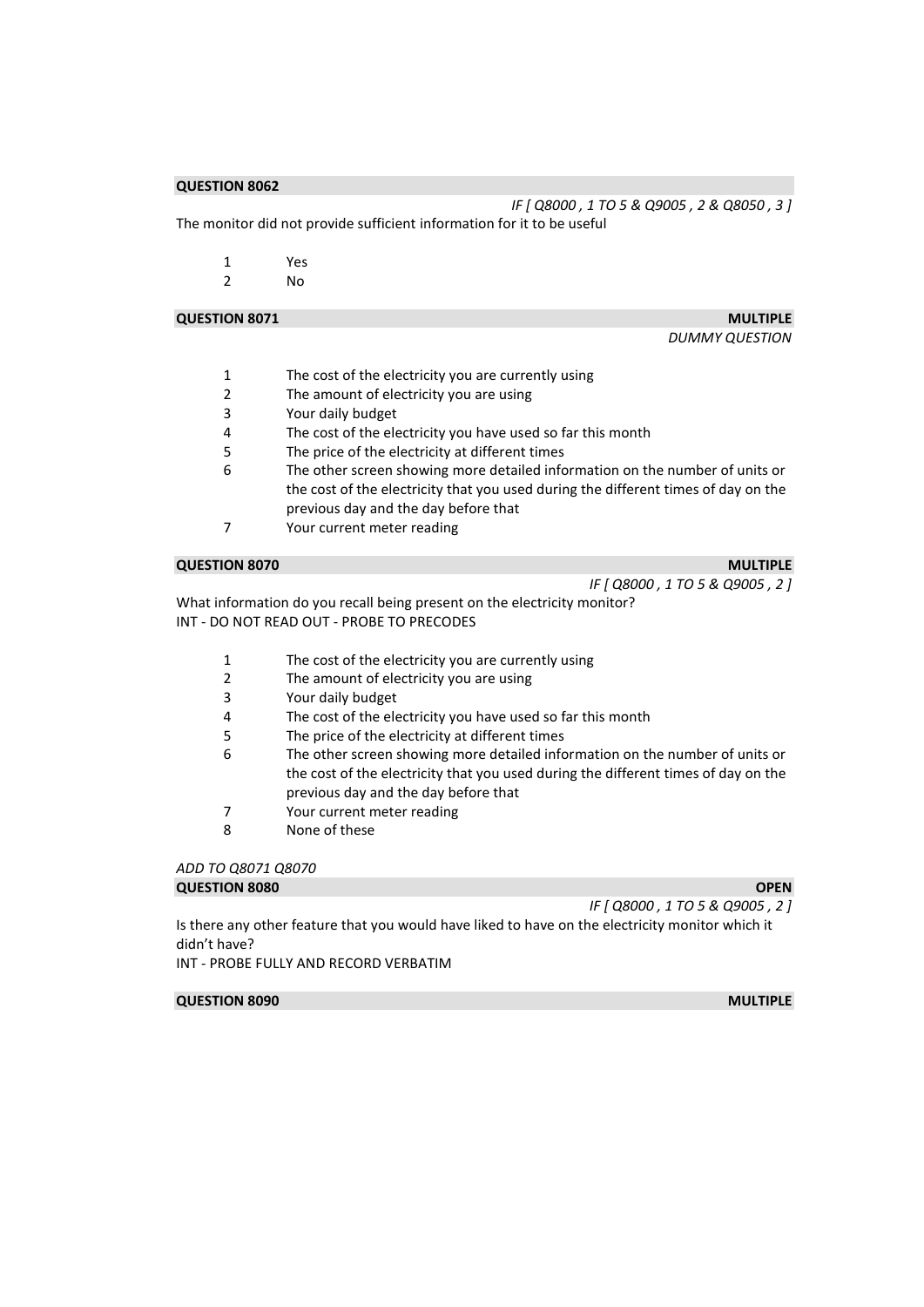**QUESTION 8062**

*IF [ Q8000 , 1 TO 5 & Q9005 , 2 & Q8050 , 3 ]*

The monitor did not provide sufficient information for it to be useful

1 Yes
2 No

**QUESTION 8071** **MULTIPLE**

*DUMMY QUESTION*

1 The cost of the electricity you are currently using
2 The amount of electricity you are using
3 Your daily budget
4 The cost of the electricity you have used so far this month
5 The price of the electricity at different times
6 The other screen showing more detailed information on the number of units or the cost of the electricity that you used during the different times of day on the previous day and the day before that
7 Your current meter reading

**QUESTION 8070** **MULTIPLE**

*IF [ Q8000 , 1 TO 5 & Q9005 , 2 ]*

What information do you recall being present on the electricity monitor?
INT - DO NOT READ OUT - PROBE TO PRECODES

1 The cost of the electricity you are currently using
2 The amount of electricity you are using
3 Your daily budget
4 The cost of the electricity you have used so far this month
5 The price of the electricity at different times
6 The other screen showing more detailed information on the number of units or the cost of the electricity that you used during the different times of day on the previous day and the day before that
7 Your current meter reading
8 None of these

*ADD TO Q8071 Q8070*

**QUESTION 8080** **OPEN**

*IF [ Q8000 , 1 TO 5 & Q9005 , 2 ]*

Is there any other feature that you would have liked to have on the electricity monitor which it didn't have?
INT - PROBE FULLY AND RECORD VERBATIM

**QUESTION 8090** **MULTIPLE**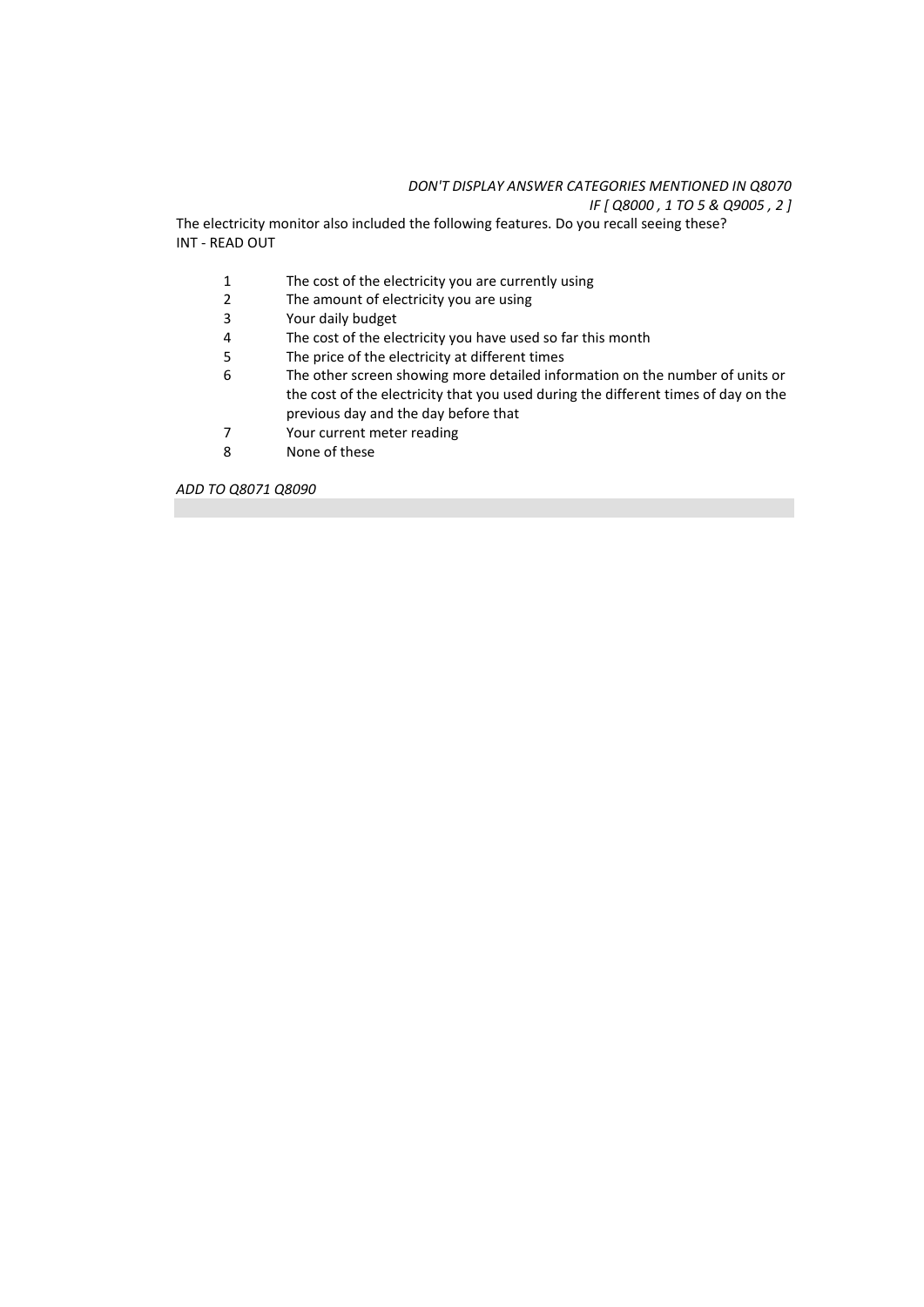*DON'T DISPLAY ANSWER CATEGORIES MENTIONED IN Q8070*
*IF [ Q8000 , 1 TO 5 & Q9005 , 2 ]*

The electricity monitor also included the following features. Do you recall seeing these?
INT - READ OUT

| | |
|---|---|
| 1 | The cost of the electricity you are currently using |
| 2 | The amount of electricity you are using |
| 3 | Your daily budget |
| 4 | The cost of the electricity you have used so far this month |
| 5 | The price of the electricity at different times |
| 6 | The other screen showing more detailed information on the number of units or the cost of the electricity that you used during the different times of day on the previous day and the day before that |
| 7 | Your current meter reading |
| 8 | None of these |

*ADD TO Q8071 Q8090*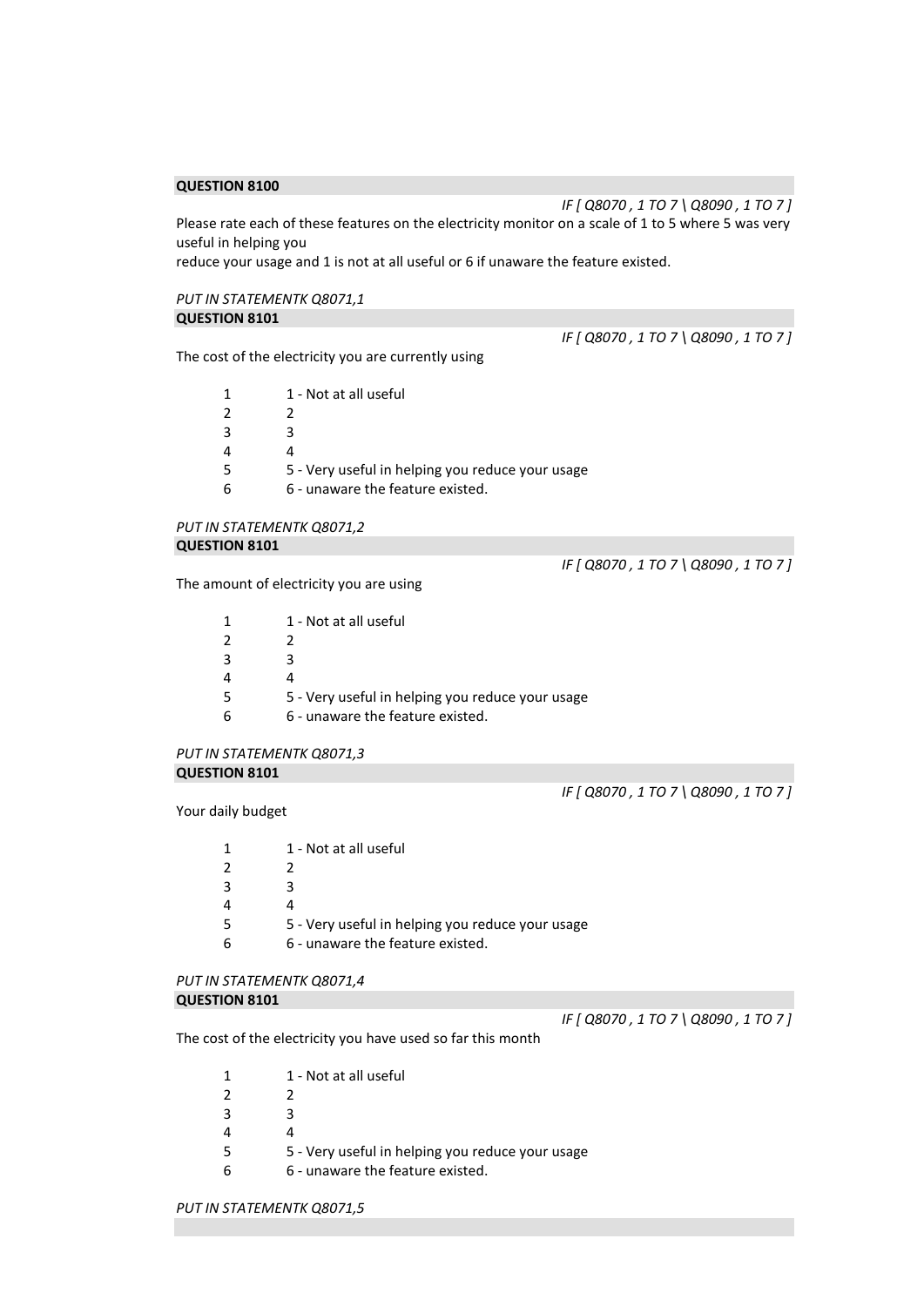**QUESTION 8100**

*IF [ Q8070 , 1 TO 7 \ Q8090 , 1 TO 7 ]*

Please rate each of these features on the electricity monitor on a scale of 1 to 5 where 5 was very useful in helping you
reduce your usage and 1 is not at all useful or 6 if unaware the feature existed.

*PUT IN STATEMENTK Q8071,1*

**QUESTION 8101**

*IF [ Q8070 , 1 TO 7 \ Q8090 , 1 TO 7 ]*

The cost of the electricity you are currently using

| | |
|---|---|
| 1 | 1 - Not at all useful |
| 2 | 2 |
| 3 | 3 |
| 4 | 4 |
| 5 | 5 - Very useful in helping you reduce your usage |
| 6 | 6 - unaware the feature existed. |

*PUT IN STATEMENTK Q8071,2*

**QUESTION 8101**

*IF [ Q8070 , 1 TO 7 \ Q8090 , 1 TO 7 ]*

The amount of electricity you are using

| | |
|---|---|
| 1 | 1 - Not at all useful |
| 2 | 2 |
| 3 | 3 |
| 4 | 4 |
| 5 | 5 - Very useful in helping you reduce your usage |
| 6 | 6 - unaware the feature existed. |

*PUT IN STATEMENTK Q8071,3*

**QUESTION 8101**

*IF [ Q8070 , 1 TO 7 \ Q8090 , 1 TO 7 ]*

Your daily budget

| | |
|---|---|
| 1 | 1 - Not at all useful |
| 2 | 2 |
| 3 | 3 |
| 4 | 4 |
| 5 | 5 - Very useful in helping you reduce your usage |
| 6 | 6 - unaware the feature existed. |

*PUT IN STATEMENTK Q8071,4*

**QUESTION 8101**

*IF [ Q8070 , 1 TO 7 \ Q8090 , 1 TO 7 ]*

The cost of the electricity you have used so far this month

| | |
|---|---|
| 1 | 1 - Not at all useful |
| 2 | 2 |
| 3 | 3 |
| 4 | 4 |
| 5 | 5 - Very useful in helping you reduce your usage |
| 6 | 6 - unaware the feature existed. |

*PUT IN STATEMENTK Q8071,5*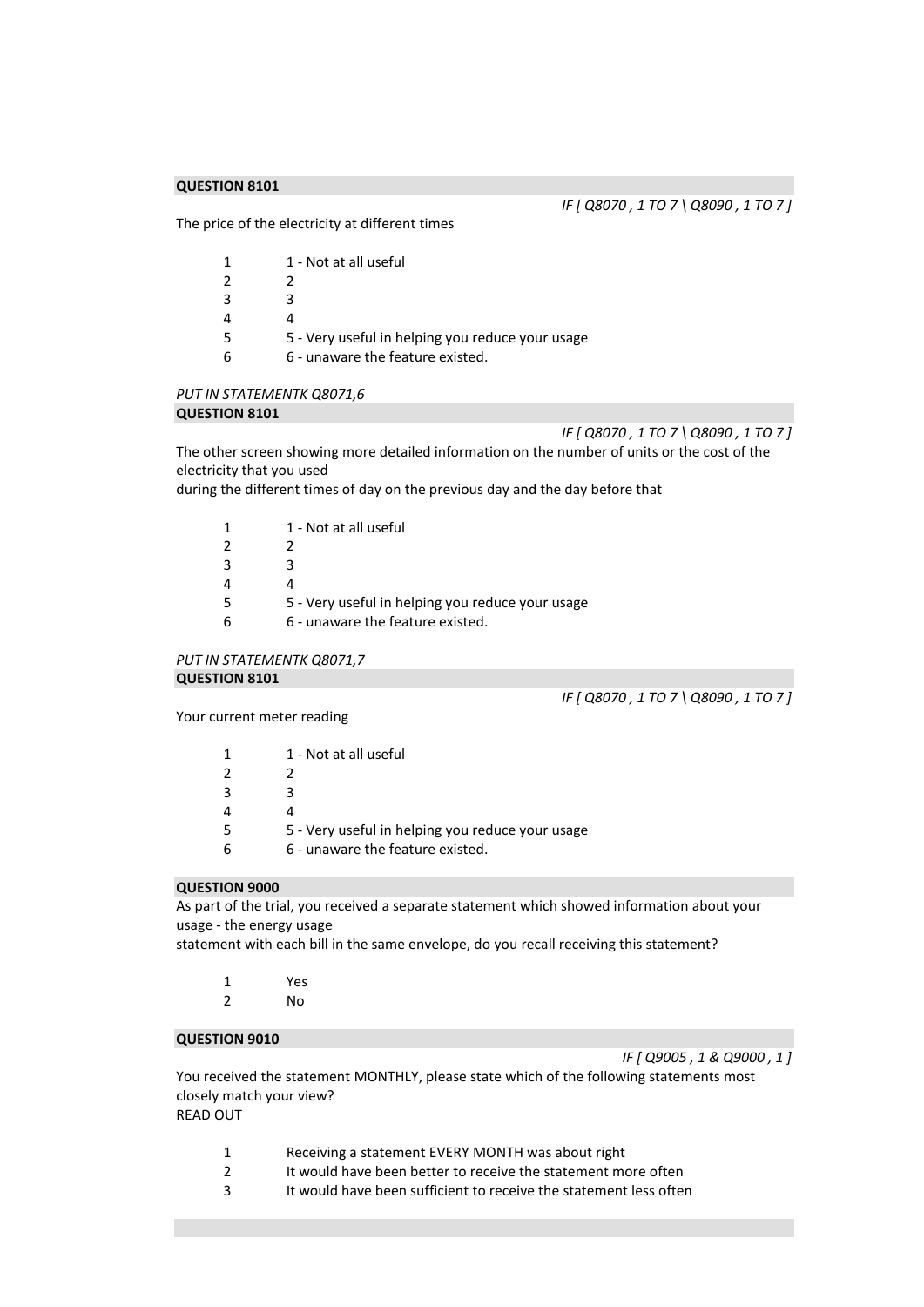**QUESTION 8101**

*IF [ Q8070 , 1 TO 7 \ Q8090 , 1 TO 7 ]*

The price of the electricity at different times

| | |
|---|---|
| 1 | 1 - Not at all useful |
| 2 | 2 |
| 3 | 3 |
| 4 | 4 |
| 5 | 5 - Very useful in helping you reduce your usage |
| 6 | 6 - unaware the feature existed. |

*PUT IN STATEMENTK Q8071,6*

**QUESTION 8101**

*IF [ Q8070 , 1 TO 7 \ Q8090 , 1 TO 7 ]*

The other screen showing more detailed information on the number of units or the cost of the electricity that you used
during the different times of day on the previous day and the day before that

| | |
|---|---|
| 1 | 1 - Not at all useful |
| 2 | 2 |
| 3 | 3 |
| 4 | 4 |
| 5 | 5 - Very useful in helping you reduce your usage |
| 6 | 6 - unaware the feature existed. |

*PUT IN STATEMENTK Q8071,7*

**QUESTION 8101**

*IF [ Q8070 , 1 TO 7 \ Q8090 , 1 TO 7 ]*

Your current meter reading

| | |
|---|---|
| 1 | 1 - Not at all useful |
| 2 | 2 |
| 3 | 3 |
| 4 | 4 |
| 5 | 5 - Very useful in helping you reduce your usage |
| 6 | 6 - unaware the feature existed. |

**QUESTION 9000**

As part of the trial, you received a separate statement which showed information about your usage - the energy usage
statement with each bill in the same envelope, do you recall receiving this statement?

| | |
|---|---|
| 1 | Yes |
| 2 | No |

**QUESTION 9010**

*IF [ Q9005 , 1 & Q9000 , 1 ]*

You received the statement MONTHLY, please state which of the following statements most closely match your view?
READ OUT

| | |
|---|---|
| 1 | Receiving a statement EVERY MONTH was about right |
| 2 | It would have been better to receive the statement more often |
| 3 | It would have been sufficient to receive the statement less often |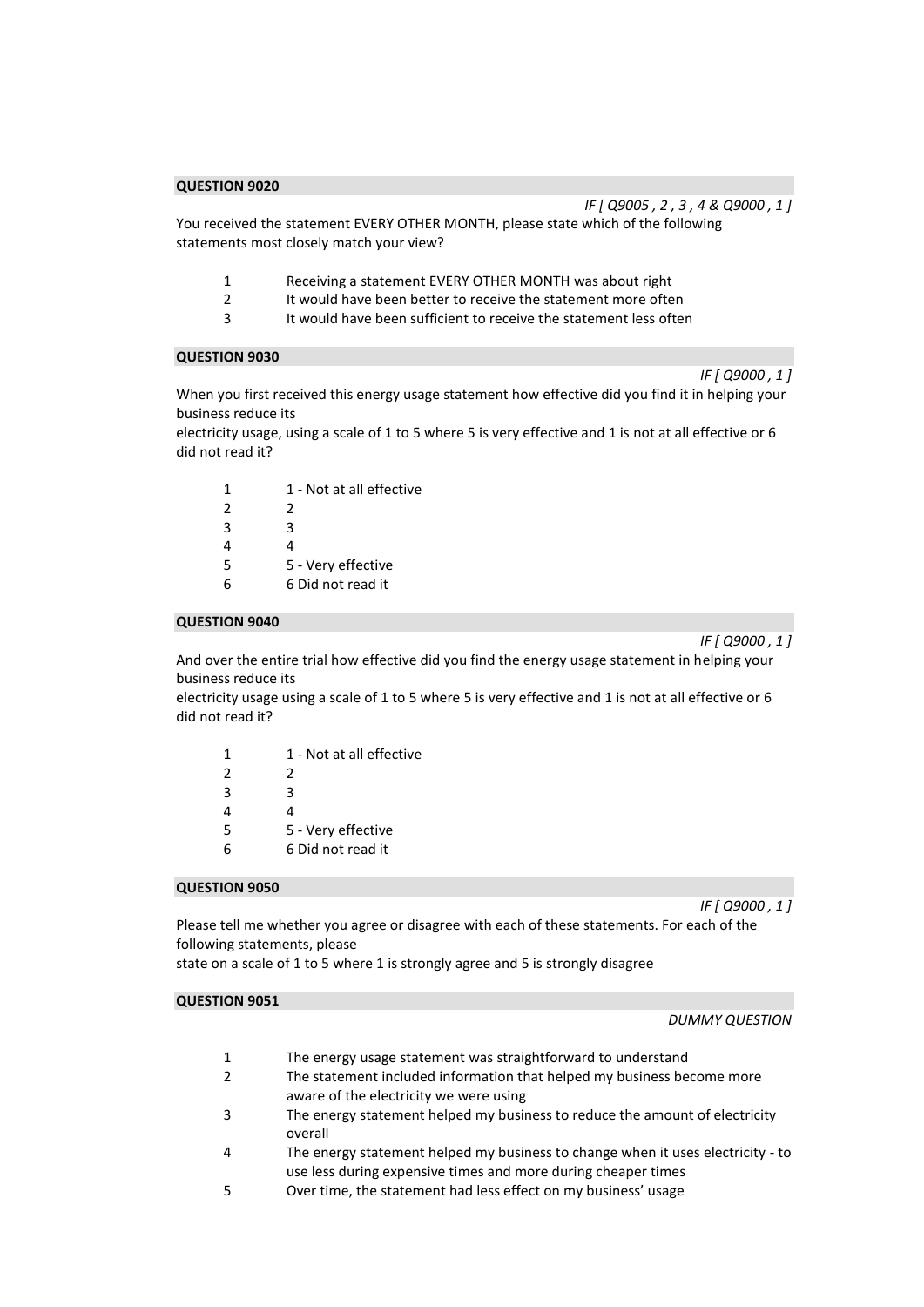**QUESTION 9020**

*IF [ Q9005 , 2 , 3 , 4 & Q9000 , 1 ]*

You received the statement EVERY OTHER MONTH, please state which of the following statements most closely match your view?

| | |
|---|---|
| 1 | Receiving a statement EVERY OTHER MONTH was about right |
| 2 | It would have been better to receive the statement more often |
| 3 | It would have been sufficient to receive the statement less often |

**QUESTION 9030**

*IF [ Q9000 , 1 ]*

When you first received this energy usage statement how effective did you find it in helping your business reduce its
electricity usage, using a scale of 1 to 5 where 5 is very effective and 1 is not at all effective or 6 did not read it?

| | |
|---|---|
| 1 | 1 - Not at all effective |
| 2 | 2 |
| 3 | 3 |
| 4 | 4 |
| 5 | 5 - Very effective |
| 6 | 6 Did not read it |

**QUESTION 9040**

*IF [ Q9000 , 1 ]*

And over the entire trial how effective did you find the energy usage statement in helping your business reduce its
electricity usage using a scale of 1 to 5 where 5 is very effective and 1 is not at all effective or 6 did not read it?

| | |
|---|---|
| 1 | 1 - Not at all effective |
| 2 | 2 |
| 3 | 3 |
| 4 | 4 |
| 5 | 5 - Very effective |
| 6 | 6 Did not read it |

**QUESTION 9050**

*IF [ Q9000 , 1 ]*

Please tell me whether you agree or disagree with each of these statements. For each of the following statements, please
state on a scale of 1 to 5 where 1 is strongly agree and 5 is strongly disagree

**QUESTION 9051**

*DUMMY QUESTION*

| | |
|---|---|
| 1 | The energy usage statement was straightforward to understand |
| 2 | The statement included information that helped my business become more aware of the electricity we were using |
| 3 | The energy statement helped my business to reduce the amount of electricity overall |
| 4 | The energy statement helped my business to change when it uses electricity - to use less during expensive times and more during cheaper times |
| 5 | Over time, the statement had less effect on my business' usage |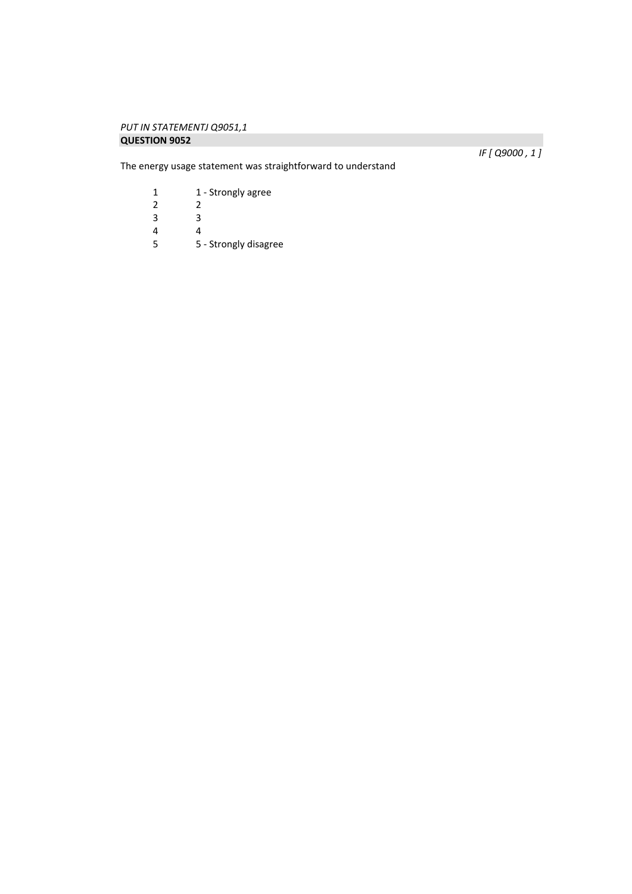*PUT IN STATEMENTJ Q9051,1*

**QUESTION 9052**

*IF [ Q9000 , 1 ]*

The energy usage statement was straightforward to understand

| | |
|---|---|
| 1 | 1 - Strongly agree |
| 2 | 2 |
| 3 | 3 |
| 4 | 4 |
| 5 | 5 - Strongly disagree |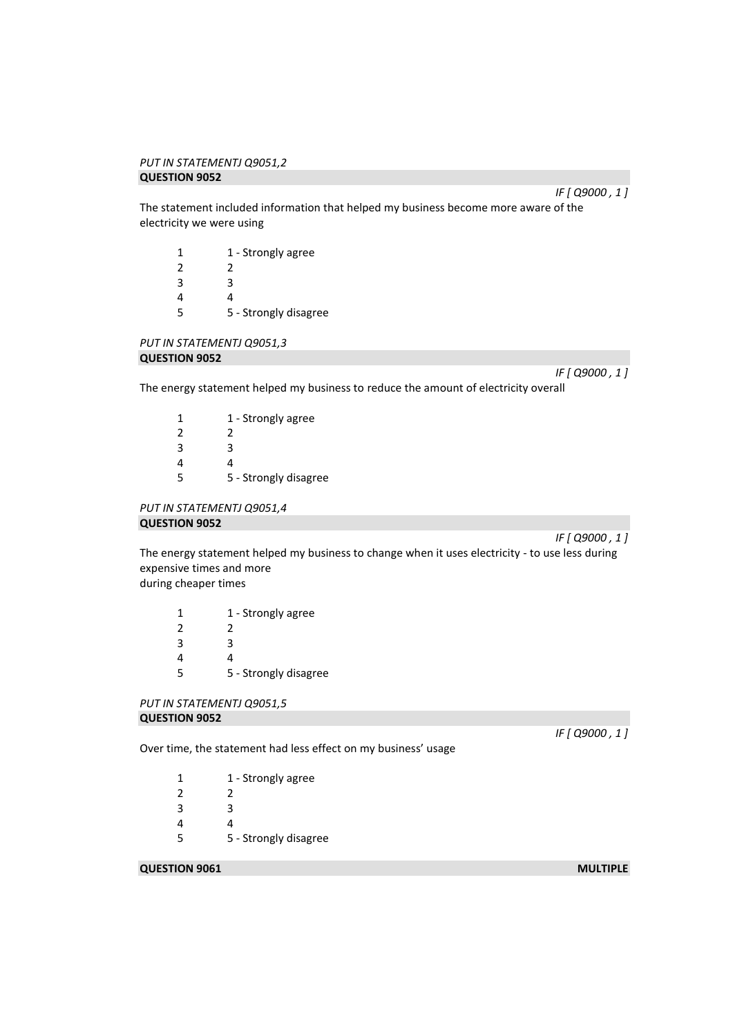*PUT IN STATEMENTJ Q9051,2*

**QUESTION 9052**

*IF [ Q9000 , 1 ]*

The statement included information that helped my business become more aware of the electricity we were using

| | |
|---|---|
| 1 | 1 - Strongly agree |
| 2 | 2 |
| 3 | 3 |
| 4 | 4 |
| 5 | 5 - Strongly disagree |

*PUT IN STATEMENTJ Q9051,3*

**QUESTION 9052**

*IF [ Q9000 , 1 ]*

The energy statement helped my business to reduce the amount of electricity overall

| | |
|---|---|
| 1 | 1 - Strongly agree |
| 2 | 2 |
| 3 | 3 |
| 4 | 4 |
| 5 | 5 - Strongly disagree |

*PUT IN STATEMENTJ Q9051,4*

**QUESTION 9052**

*IF [ Q9000 , 1 ]*

The energy statement helped my business to change when it uses electricity - to use less during expensive times and more
during cheaper times

| | |
|---|---|
| 1 | 1 - Strongly agree |
| 2 | 2 |
| 3 | 3 |
| 4 | 4 |
| 5 | 5 - Strongly disagree |

*PUT IN STATEMENTJ Q9051,5*

**QUESTION 9052**

*IF [ Q9000 , 1 ]*

Over time, the statement had less effect on my business' usage

| | |
|---|---|
| 1 | 1 - Strongly agree |
| 2 | 2 |
| 3 | 3 |
| 4 | 4 |
| 5 | 5 - Strongly disagree |

**QUESTION 9061** **MULTIPLE**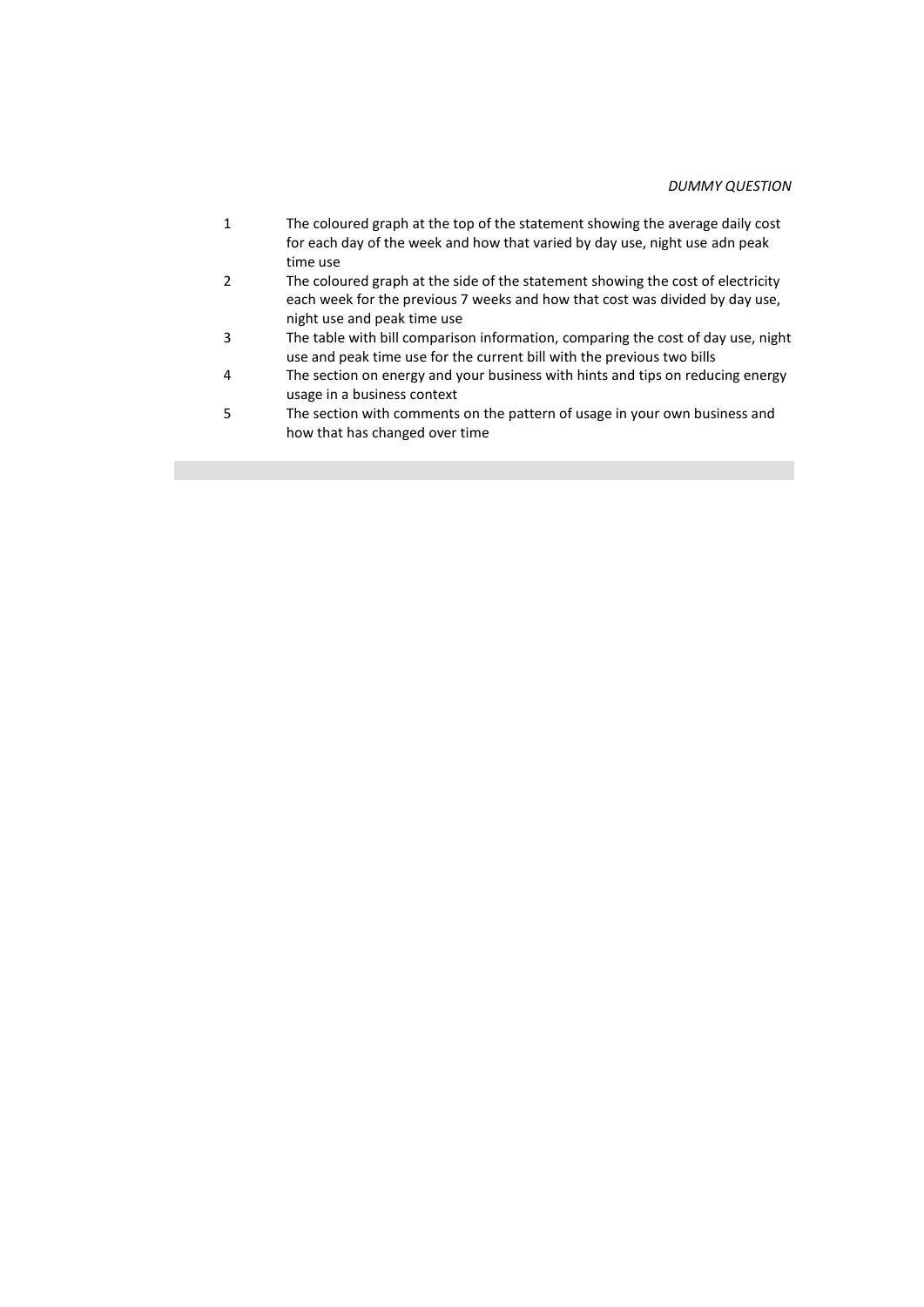*DUMMY QUESTION*

| | |
|---|---|
| 1 | The coloured graph at the top of the statement showing the average daily cost for each day of the week and how that varied by day use, night use adn peak time use |
| 2 | The coloured graph at the side of the statement showing the cost of electricity each week for the previous 7 weeks and how that cost was divided by day use, night use and peak time use |
| 3 | The table with bill comparison information, comparing the cost of day use, night use and peak time use for the current bill with the previous two bills |
| 4 | The section on energy and your business with hints and tips on reducing energy usage in a business context |
| 5 | The section with comments on the pattern of usage in your own business and how that has changed over time |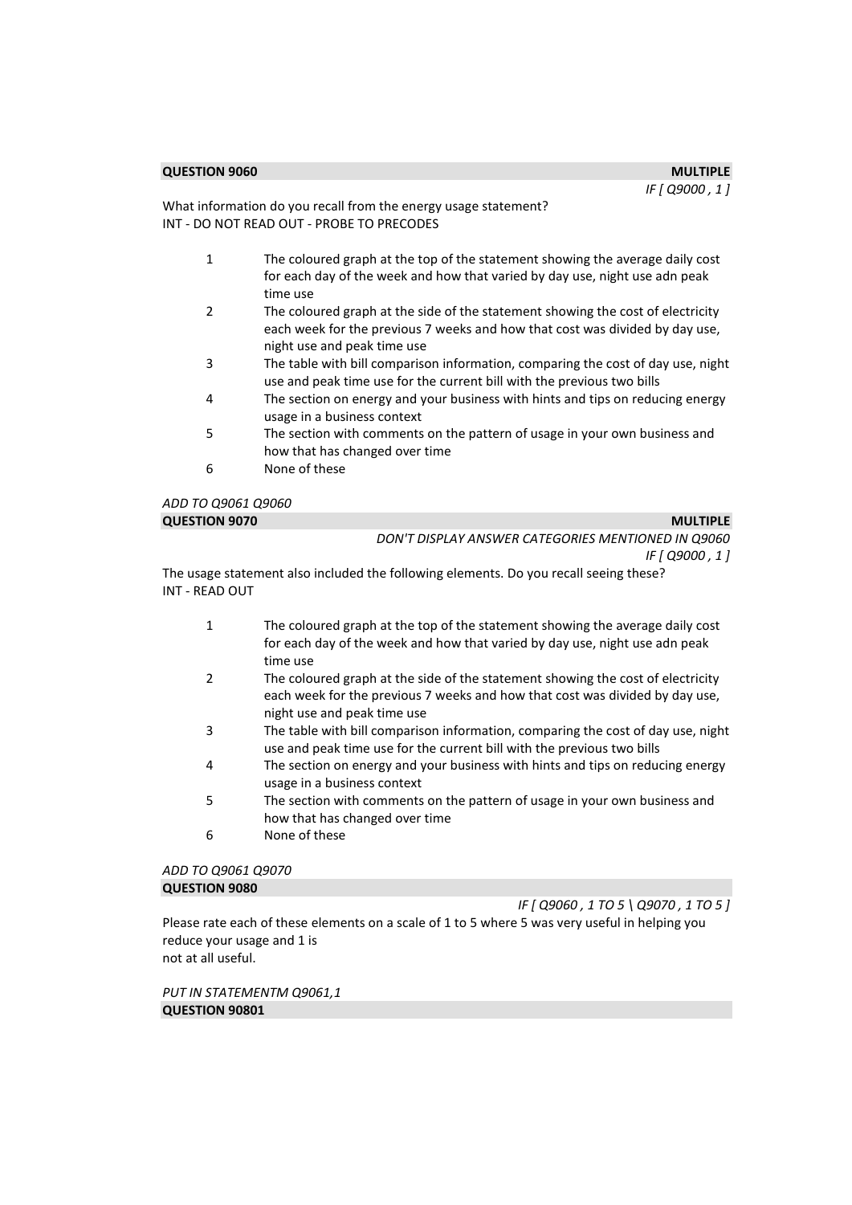**QUESTION 9060** **MULTIPLE**

*IF [ Q9000 , 1 ]*

What information do you recall from the energy usage statement?
INT - DO NOT READ OUT - PROBE TO PRECODES

| | |
|---|---|
| 1 | The coloured graph at the top of the statement showing the average daily cost for each day of the week and how that varied by day use, night use adn peak time use |
| 2 | The coloured graph at the side of the statement showing the cost of electricity each week for the previous 7 weeks and how that cost was divided by day use, night use and peak time use |
| 3 | The table with bill comparison information, comparing the cost of day use, night use and peak time use for the current bill with the previous two bills |
| 4 | The section on energy and your business with hints and tips on reducing energy usage in a business context |
| 5 | The section with comments on the pattern of usage in your own business and how that has changed over time |
| 6 | None of these |

*ADD TO Q9061 Q9060*

**QUESTION 9070** **MULTIPLE**

*DON'T DISPLAY ANSWER CATEGORIES MENTIONED IN Q9060*

*IF [ Q9000 , 1 ]*

The usage statement also included the following elements. Do you recall seeing these?
INT - READ OUT

| | |
|---|---|
| 1 | The coloured graph at the top of the statement showing the average daily cost for each day of the week and how that varied by day use, night use adn peak time use |
| 2 | The coloured graph at the side of the statement showing the cost of electricity each week for the previous 7 weeks and how that cost was divided by day use, night use and peak time use |
| 3 | The table with bill comparison information, comparing the cost of day use, night use and peak time use for the current bill with the previous two bills |
| 4 | The section on energy and your business with hints and tips on reducing energy usage in a business context |
| 5 | The section with comments on the pattern of usage in your own business and how that has changed over time |
| 6 | None of these |

*ADD TO Q9061 Q9070*

**QUESTION 9080**

*IF [ Q9060 , 1 TO 5 \ Q9070 , 1 TO 5 ]*

Please rate each of these elements on a scale of 1 to 5 where 5 was very useful in helping you reduce your usage and 1 is
not at all useful.

*PUT IN STATEMENTM Q9061,1*

**QUESTION 90801**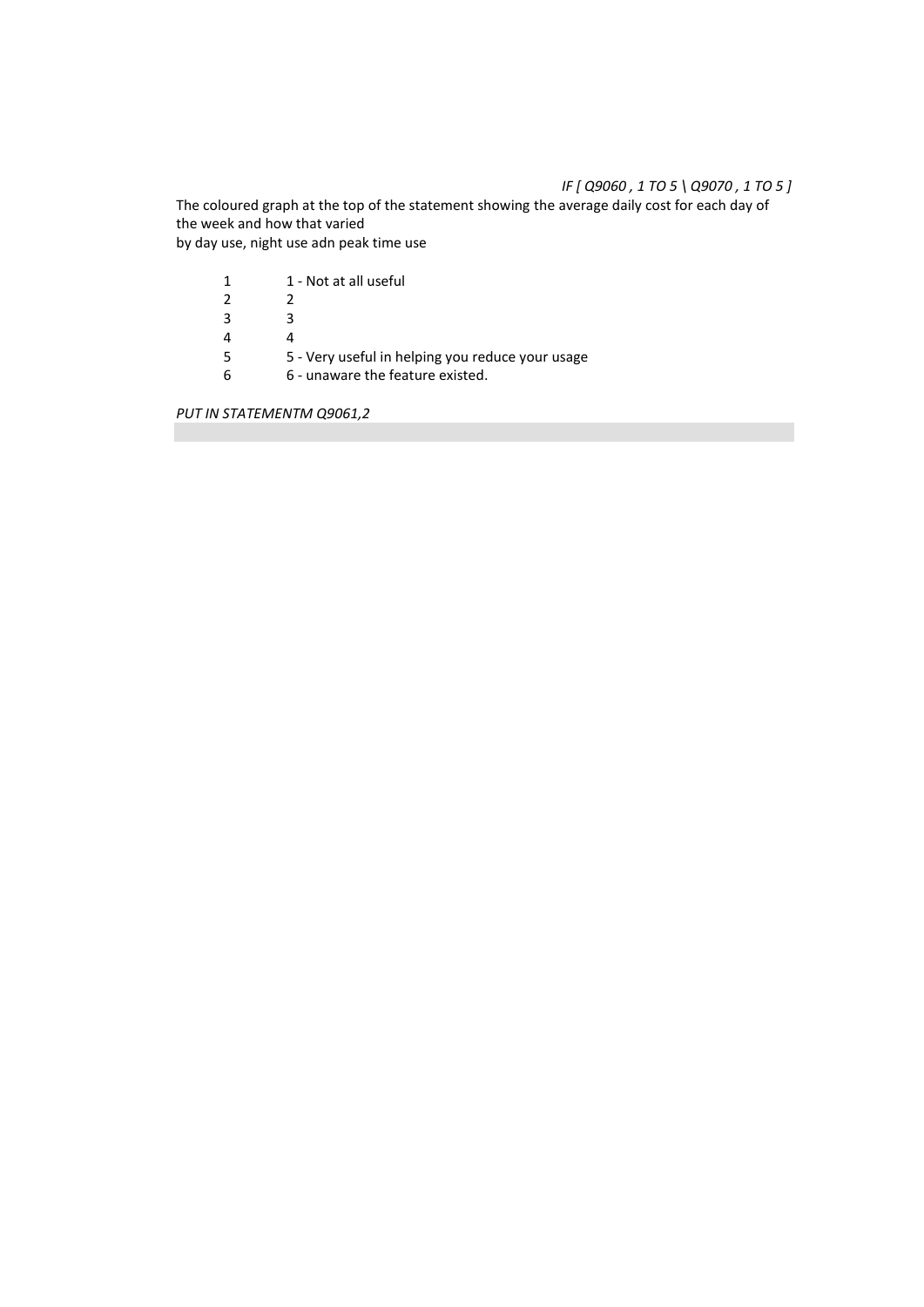*IF [ Q9060 , 1 TO 5 \ Q9070 , 1 TO 5 ]*

The coloured graph at the top of the statement showing the average daily cost for each day of the week and how that varied
by day use, night use adn peak time use

| | |
|---|---|
| 1 | 1 - Not at all useful |
| 2 | 2 |
| 3 | 3 |
| 4 | 4 |
| 5 | 5 - Very useful in helping you reduce your usage |
| 6 | 6 - unaware the feature existed. |

*PUT IN STATEMENTM Q9061,2*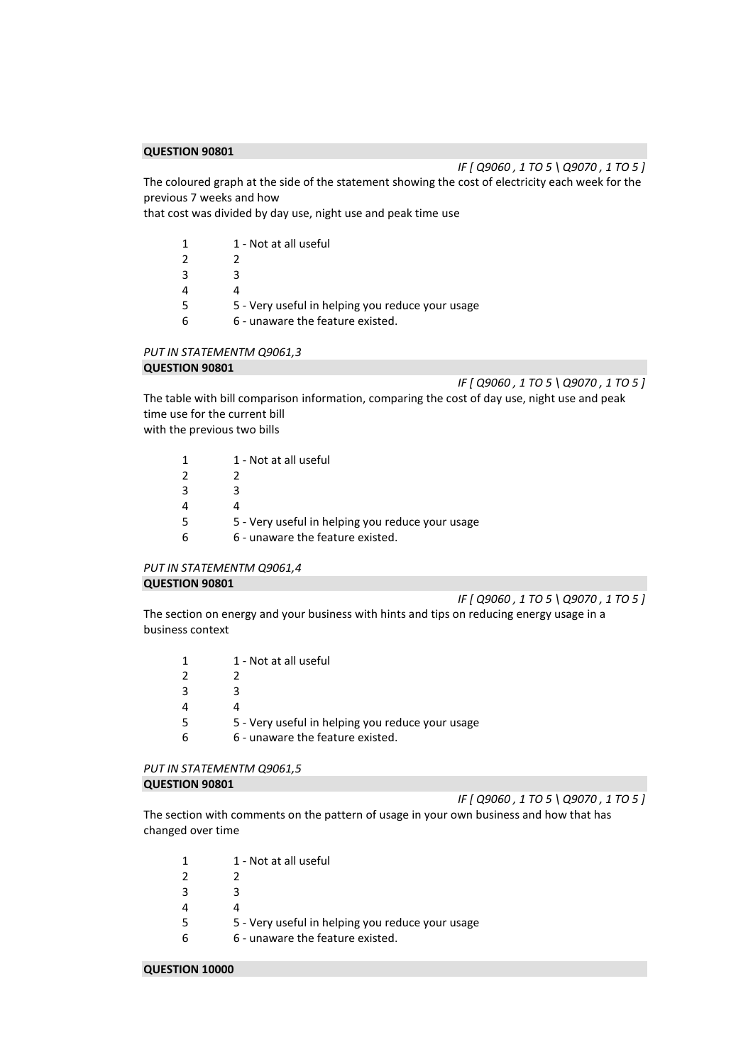**QUESTION 90801**

*IF [ Q9060 , 1 TO 5 \ Q9070 , 1 TO 5 ]*

The coloured graph at the side of the statement showing the cost of electricity each week for the previous 7 weeks and how
that cost was divided by day use, night use and peak time use

| | |
|---|---|
| 1 | 1 - Not at all useful |
| 2 | 2 |
| 3 | 3 |
| 4 | 4 |
| 5 | 5 - Very useful in helping you reduce your usage |
| 6 | 6 - unaware the feature existed. |

*PUT IN STATEMENTM Q9061,3*

**QUESTION 90801**

*IF [ Q9060 , 1 TO 5 \ Q9070 , 1 TO 5 ]*

The table with bill comparison information, comparing the cost of day use, night use and peak time use for the current bill
with the previous two bills

| | |
|---|---|
| 1 | 1 - Not at all useful |
| 2 | 2 |
| 3 | 3 |
| 4 | 4 |
| 5 | 5 - Very useful in helping you reduce your usage |
| 6 | 6 - unaware the feature existed. |

*PUT IN STATEMENTM Q9061,4*

**QUESTION 90801**

*IF [ Q9060 , 1 TO 5 \ Q9070 , 1 TO 5 ]*

The section on energy and your business with hints and tips on reducing energy usage in a business context

| | |
|---|---|
| 1 | 1 - Not at all useful |
| 2 | 2 |
| 3 | 3 |
| 4 | 4 |
| 5 | 5 - Very useful in helping you reduce your usage |
| 6 | 6 - unaware the feature existed. |

*PUT IN STATEMENTM Q9061,5*

**QUESTION 90801**

*IF [ Q9060 , 1 TO 5 \ Q9070 , 1 TO 5 ]*

The section with comments on the pattern of usage in your own business and how that has changed over time

| | |
|---|---|
| 1 | 1 - Not at all useful |
| 2 | 2 |
| 3 | 3 |
| 4 | 4 |
| 5 | 5 - Very useful in helping you reduce your usage |
| 6 | 6 - unaware the feature existed. |

**QUESTION 10000**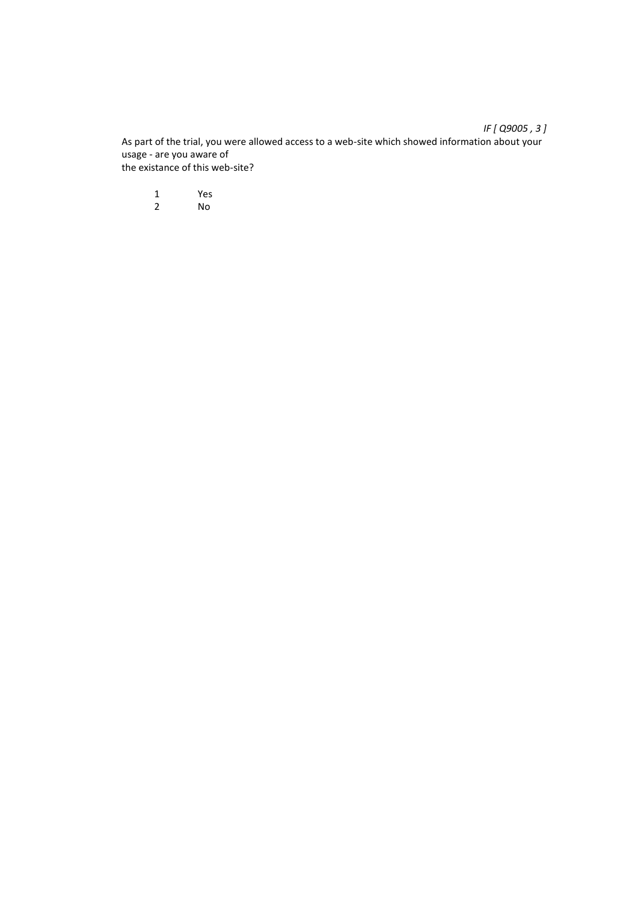*IF [ Q9005 , 3 ]*

As part of the trial, you were allowed access to a web-site which showed information about your usage - are you aware of
the existance of this web-site?

1 Yes
2 No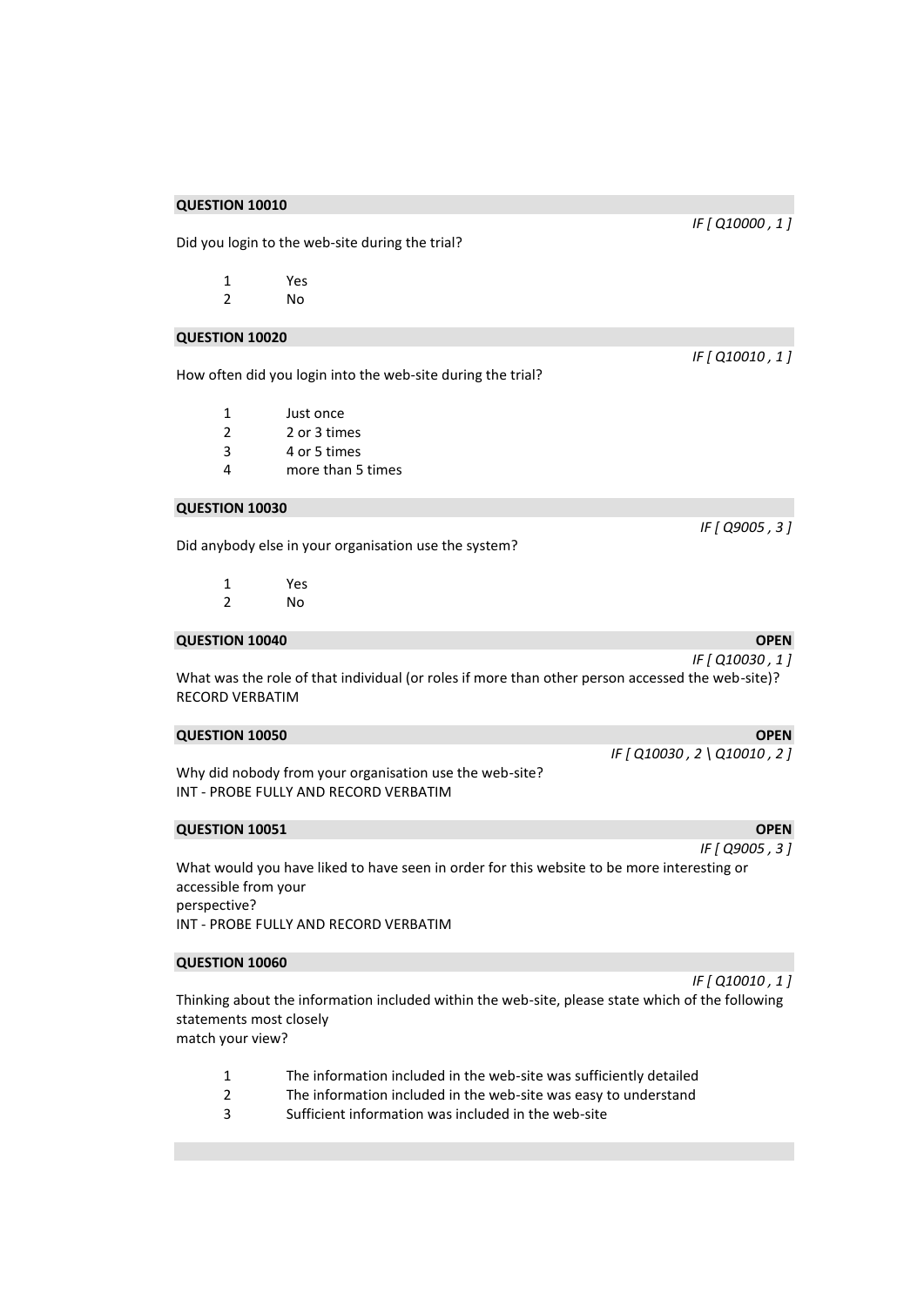**QUESTION 10010**

*IF [ Q10000 , 1 ]*

Did you login to the web-site during the trial?

1 Yes
2 No

**QUESTION 10020**

*IF [ Q10010 , 1 ]*

How often did you login into the web-site during the trial?

1 Just once
2 2 or 3 times
3 4 or 5 times
4 more than 5 times

**QUESTION 10030**

*IF [ Q9005 , 3 ]*

Did anybody else in your organisation use the system?

1 Yes
2 No

**QUESTION 10040** **OPEN**

*IF [ Q10030 , 1 ]*

What was the role of that individual (or roles if more than other person accessed the web-site)?
RECORD VERBATIM

**QUESTION 10050** **OPEN**

*IF [ Q10030 , 2 \ Q10010 , 2 ]*

Why did nobody from your organisation use the web-site?
INT - PROBE FULLY AND RECORD VERBATIM

**QUESTION 10051** **OPEN**

*IF [ Q9005 , 3 ]*

What would you have liked to have seen in order for this website to be more interesting or accessible from your
perspective?
INT - PROBE FULLY AND RECORD VERBATIM

**QUESTION 10060**

*IF [ Q10010 , 1 ]*

Thinking about the information included within the web-site, please state which of the following statements most closely
match your view?

1 The information included in the web-site was sufficiently detailed
2 The information included in the web-site was easy to understand
3 Sufficient information was included in the web-site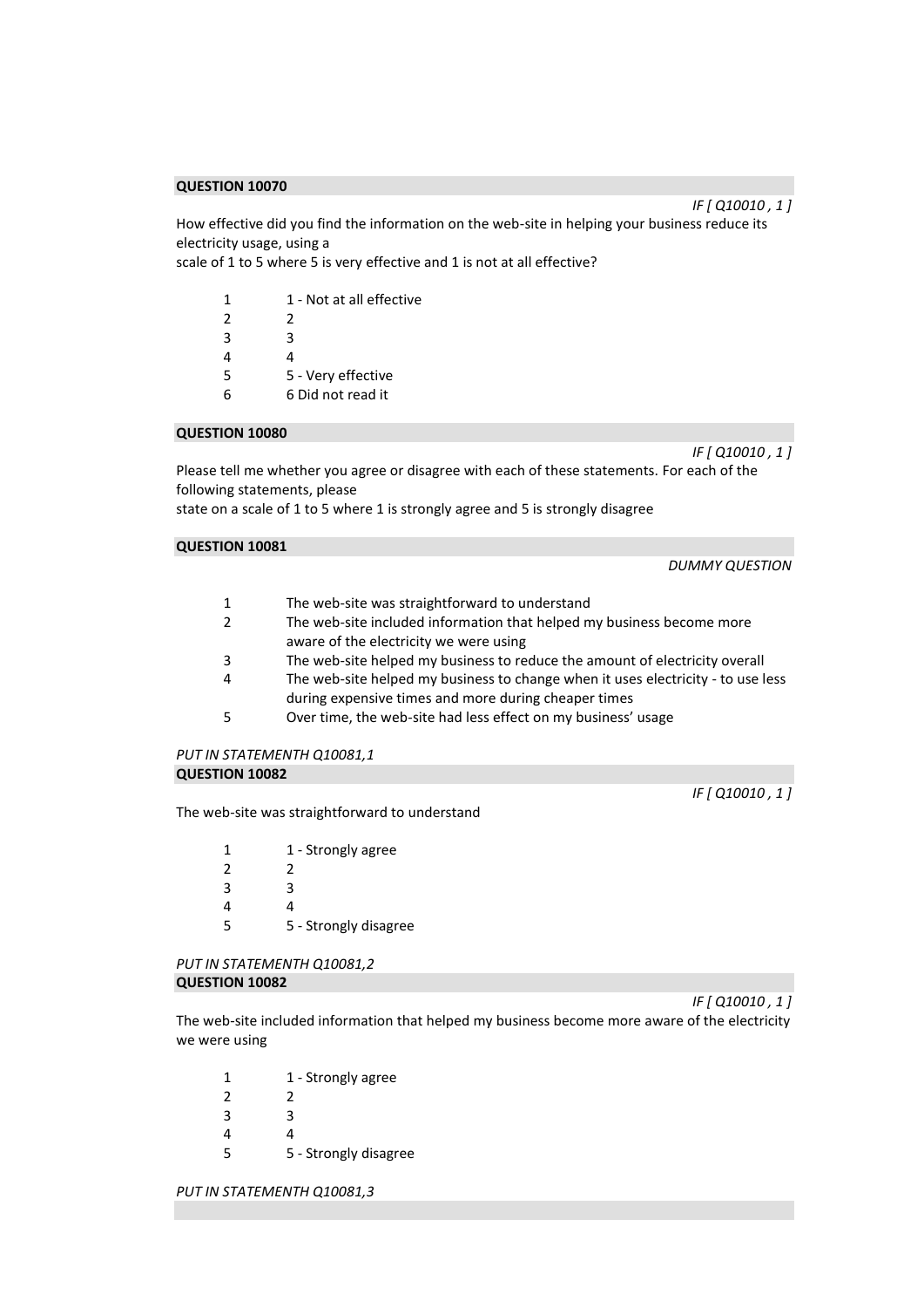**QUESTION 10070**

*IF [ Q10010 , 1 ]*

How effective did you find the information on the web-site in helping your business reduce its electricity usage, using a
scale of 1 to 5 where 5 is very effective and 1 is not at all effective?

| | |
|---|---|
| 1 | 1 - Not at all effective |
| 2 | 2 |
| 3 | 3 |
| 4 | 4 |
| 5 | 5 - Very effective |
| 6 | 6 Did not read it |

**QUESTION 10080**

*IF [ Q10010 , 1 ]*

Please tell me whether you agree or disagree with each of these statements. For each of the following statements, please
state on a scale of 1 to 5 where 1 is strongly agree and 5 is strongly disagree

**QUESTION 10081**

*DUMMY QUESTION*

| | |
|---|---|
| 1 | The web-site was straightforward to understand |
| 2 | The web-site included information that helped my business become more aware of the electricity we were using |
| 3 | The web-site helped my business to reduce the amount of electricity overall |
| 4 | The web-site helped my business to change when it uses electricity - to use less during expensive times and more during cheaper times |
| 5 | Over time, the web-site had less effect on my business' usage |

*PUT IN STATEMENTH Q10081,1*

**QUESTION 10082**

*IF [ Q10010 , 1 ]*

The web-site was straightforward to understand

| | |
|---|---|
| 1 | 1 - Strongly agree |
| 2 | 2 |
| 3 | 3 |
| 4 | 4 |
| 5 | 5 - Strongly disagree |

*PUT IN STATEMENTH Q10081,2*

**QUESTION 10082**

*IF [ Q10010 , 1 ]*

The web-site included information that helped my business become more aware of the electricity we were using

| | |
|---|---|
| 1 | 1 - Strongly agree |
| 2 | 2 |
| 3 | 3 |
| 4 | 4 |
| 5 | 5 - Strongly disagree |

*PUT IN STATEMENTH Q10081,3*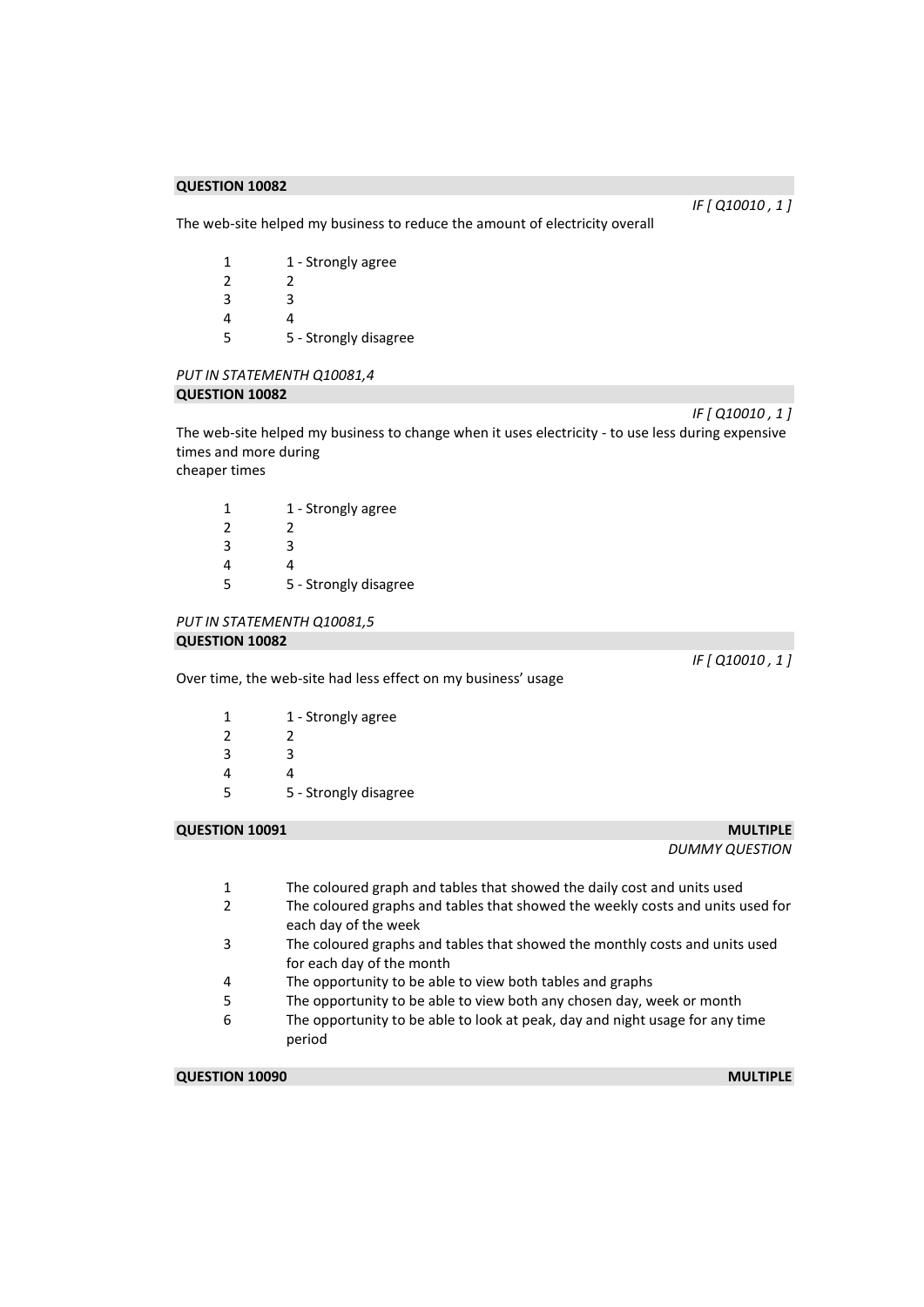**QUESTION 10082**

*IF [ Q10010 , 1 ]*

The web-site helped my business to reduce the amount of electricity overall

| | |
|---|---|
| 1 | 1 - Strongly agree |
| 2 | 2 |
| 3 | 3 |
| 4 | 4 |
| 5 | 5 - Strongly disagree |

*PUT IN STATEMENTH Q10081,4*

**QUESTION 10082**

*IF [ Q10010 , 1 ]*

The web-site helped my business to change when it uses electricity - to use less during expensive times and more during
cheaper times

| | |
|---|---|
| 1 | 1 - Strongly agree |
| 2 | 2 |
| 3 | 3 |
| 4 | 4 |
| 5 | 5 - Strongly disagree |

*PUT IN STATEMENTH Q10081,5*

**QUESTION 10082**

*IF [ Q10010 , 1 ]*

Over time, the web-site had less effect on my business' usage

| | |
|---|---|
| 1 | 1 - Strongly agree |
| 2 | 2 |
| 3 | 3 |
| 4 | 4 |
| 5 | 5 - Strongly disagree |

**QUESTION 10091** **MULTIPLE**

*DUMMY QUESTION*

| | |
|---|---|
| 1 | The coloured graph and tables that showed the daily cost and units used |
| 2 | The coloured graphs and tables that showed the weekly costs and units used for each day of the week |
| 3 | The coloured graphs and tables that showed the monthly costs and units used for each day of the month |
| 4 | The opportunity to be able to view both tables and graphs |
| 5 | The opportunity to be able to view both any chosen day, week or month |
| 6 | The opportunity to be able to look at peak, day and night usage for any time period |

**QUESTION 10090** **MULTIPLE**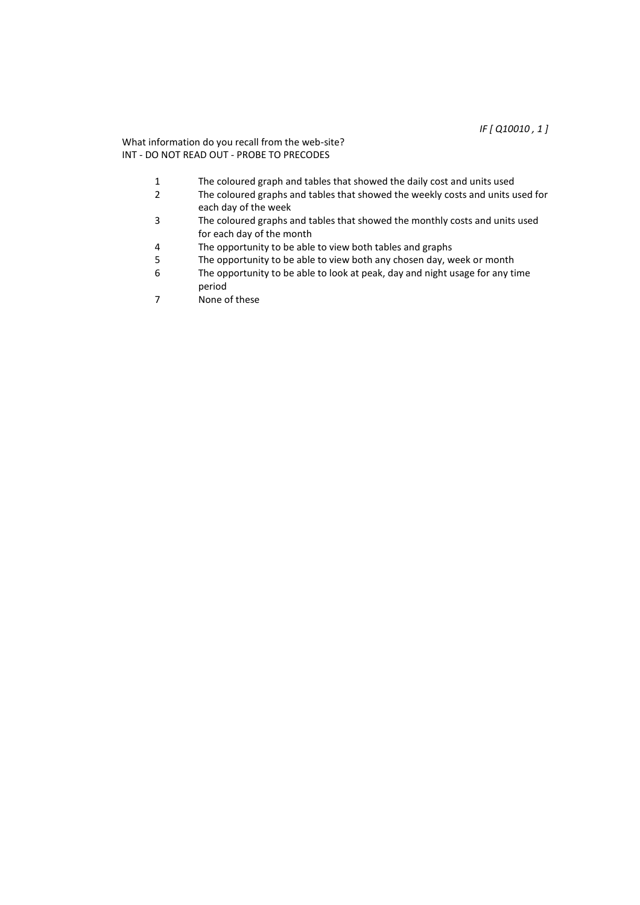*IF [ Q10010 , 1 ]*

What information do you recall from the web-site?
INT - DO NOT READ OUT - PROBE TO PRECODES

1 The coloured graph and tables that showed the daily cost and units used
2 The coloured graphs and tables that showed the weekly costs and units used for each day of the week
3 The coloured graphs and tables that showed the monthly costs and units used for each day of the month
4 The opportunity to be able to view both tables and graphs
5 The opportunity to be able to view both any chosen day, week or month
6 The opportunity to be able to look at peak, day and night usage for any time period
7 None of these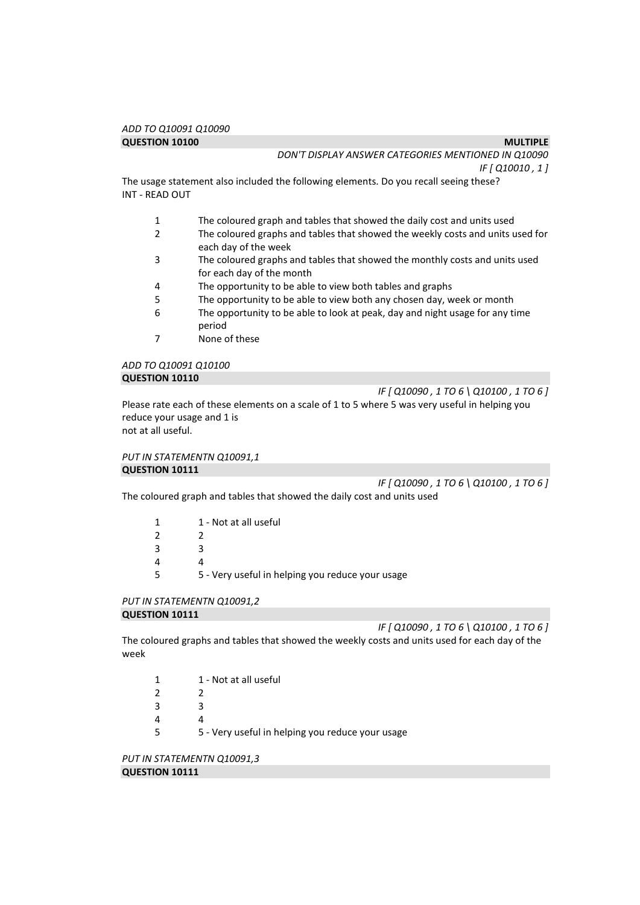*ADD TO Q10091 Q10090*

**QUESTION 10100** **MULTIPLE**

*DON'T DISPLAY ANSWER CATEGORIES MENTIONED IN Q10090*

*IF [ Q10010 , 1 ]*

The usage statement also included the following elements. Do you recall seeing these?
INT - READ OUT

1. The coloured graph and tables that showed the daily cost and units used
2. The coloured graphs and tables that showed the weekly costs and units used for each day of the week
3. The coloured graphs and tables that showed the monthly costs and units used for each day of the month
4. The opportunity to be able to view both tables and graphs
5. The opportunity to be able to view both any chosen day, week or month
6. The opportunity to be able to look at peak, day and night usage for any time period
7. None of these

*ADD TO Q10091 Q10100*

**QUESTION 10110**

*IF [ Q10090 , 1 TO 6 \ Q10100 , 1 TO 6 ]*

Please rate each of these elements on a scale of 1 to 5 where 5 was very useful in helping you reduce your usage and 1 is
not at all useful.

*PUT IN STATEMENTN Q10091,1*

**QUESTION 10111**

*IF [ Q10090 , 1 TO 6 \ Q10100 , 1 TO 6 ]*

The coloured graph and tables that showed the daily cost and units used

1. 1 - Not at all useful
2. 2
3. 3
4. 4
5. 5 - Very useful in helping you reduce your usage

*PUT IN STATEMENTN Q10091,2*

**QUESTION 10111**

*IF [ Q10090 , 1 TO 6 \ Q10100 , 1 TO 6 ]*

The coloured graphs and tables that showed the weekly costs and units used for each day of the week

1. 1 - Not at all useful
2. 2
3. 3
4. 4
5. 5 - Very useful in helping you reduce your usage

*PUT IN STATEMENTN Q10091,3*

**QUESTION 10111**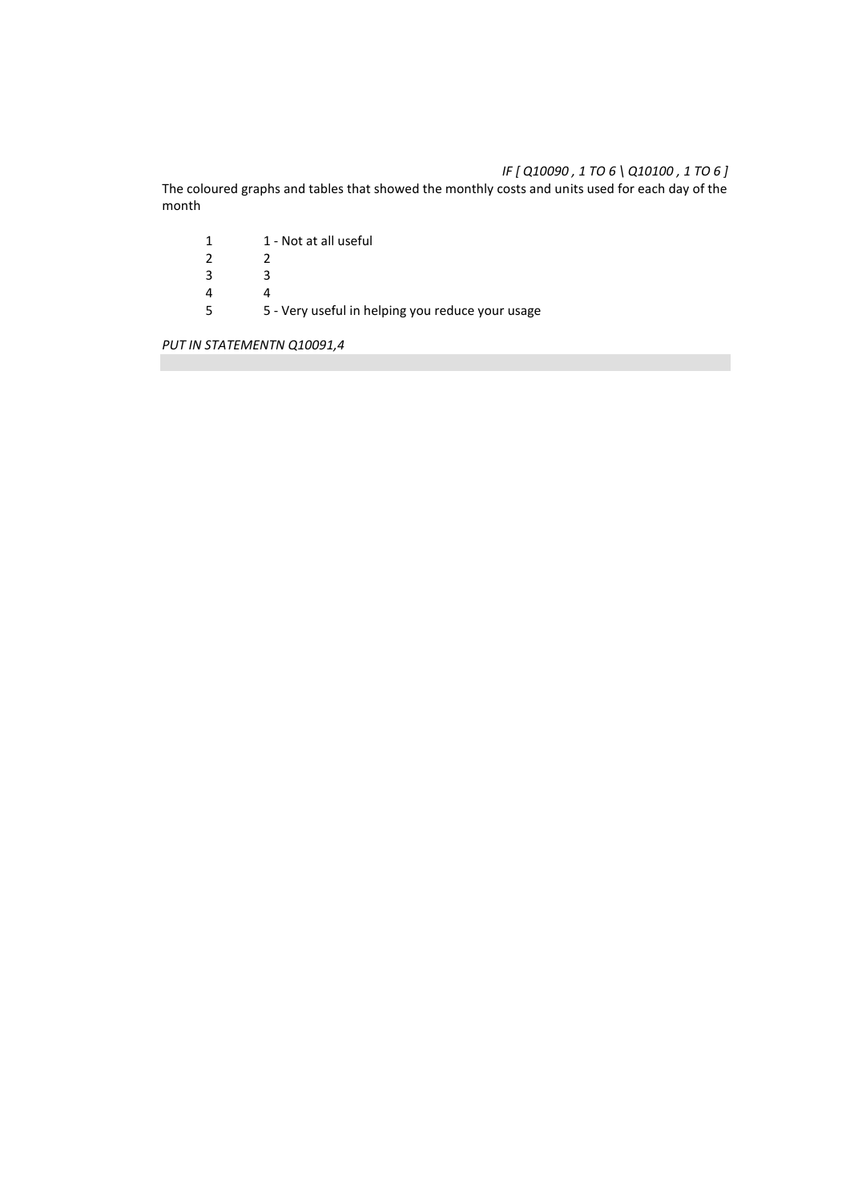*IF [ Q10090 , 1 TO 6 \ Q10100 , 1 TO 6 ]*

The coloured graphs and tables that showed the monthly costs and units used for each day of the month

| | |
|---|---|
| 1 | 1 - Not at all useful |
| 2 | 2 |
| 3 | 3 |
| 4 | 4 |
| 5 | 5 - Very useful in helping you reduce your usage |

*PUT IN STATEMENTN Q10091,4*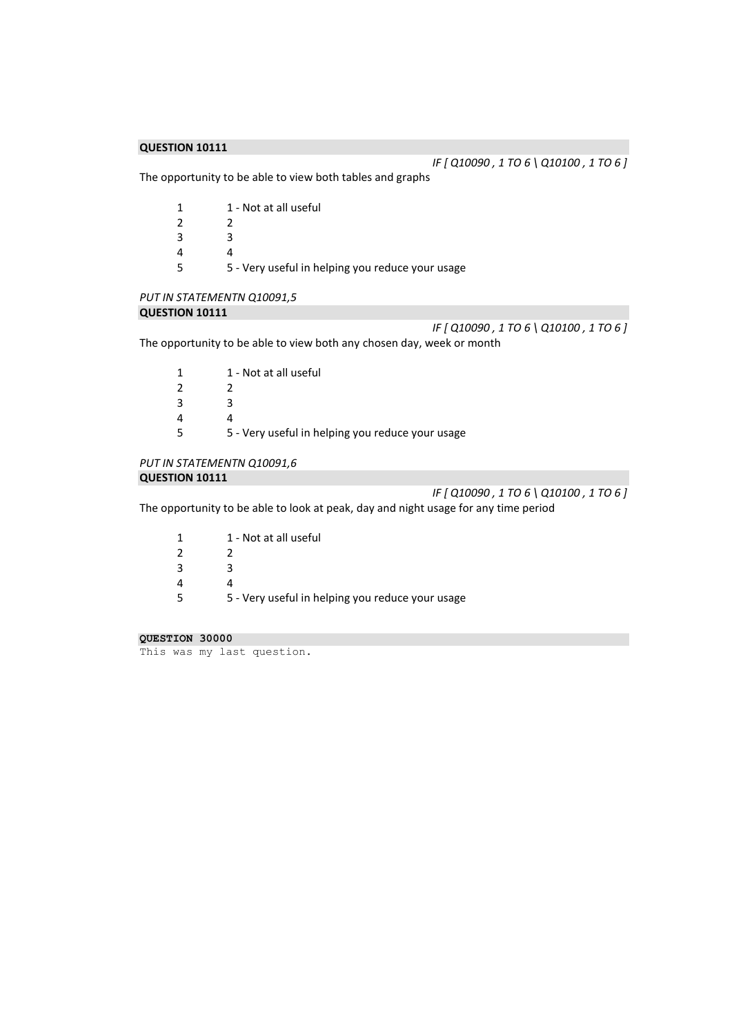**QUESTION 10111**

*IF [ Q10090 , 1 TO 6 \ Q10100 , 1 TO 6 ]*

The opportunity to be able to view both tables and graphs

| | |
|---|---|
| 1 | 1 - Not at all useful |
| 2 | 2 |
| 3 | 3 |
| 4 | 4 |
| 5 | 5 - Very useful in helping you reduce your usage |

*PUT IN STATEMENTN Q10091,5*

**QUESTION 10111**

*IF [ Q10090 , 1 TO 6 \ Q10100 , 1 TO 6 ]*

The opportunity to be able to view both any chosen day, week or month

| | |
|---|---|
| 1 | 1 - Not at all useful |
| 2 | 2 |
| 3 | 3 |
| 4 | 4 |
| 5 | 5 - Very useful in helping you reduce your usage |

*PUT IN STATEMENTN Q10091,6*

**QUESTION 10111**

*IF [ Q10090 , 1 TO 6 \ Q10100 , 1 TO 6 ]*

The opportunity to be able to look at peak, day and night usage for any time period

| | |
|---|---|
| 1 | 1 - Not at all useful |
| 2 | 2 |
| 3 | 3 |
| 4 | 4 |
| 5 | 5 - Very useful in helping you reduce your usage |

**QUESTION 30000**

This was my last question.